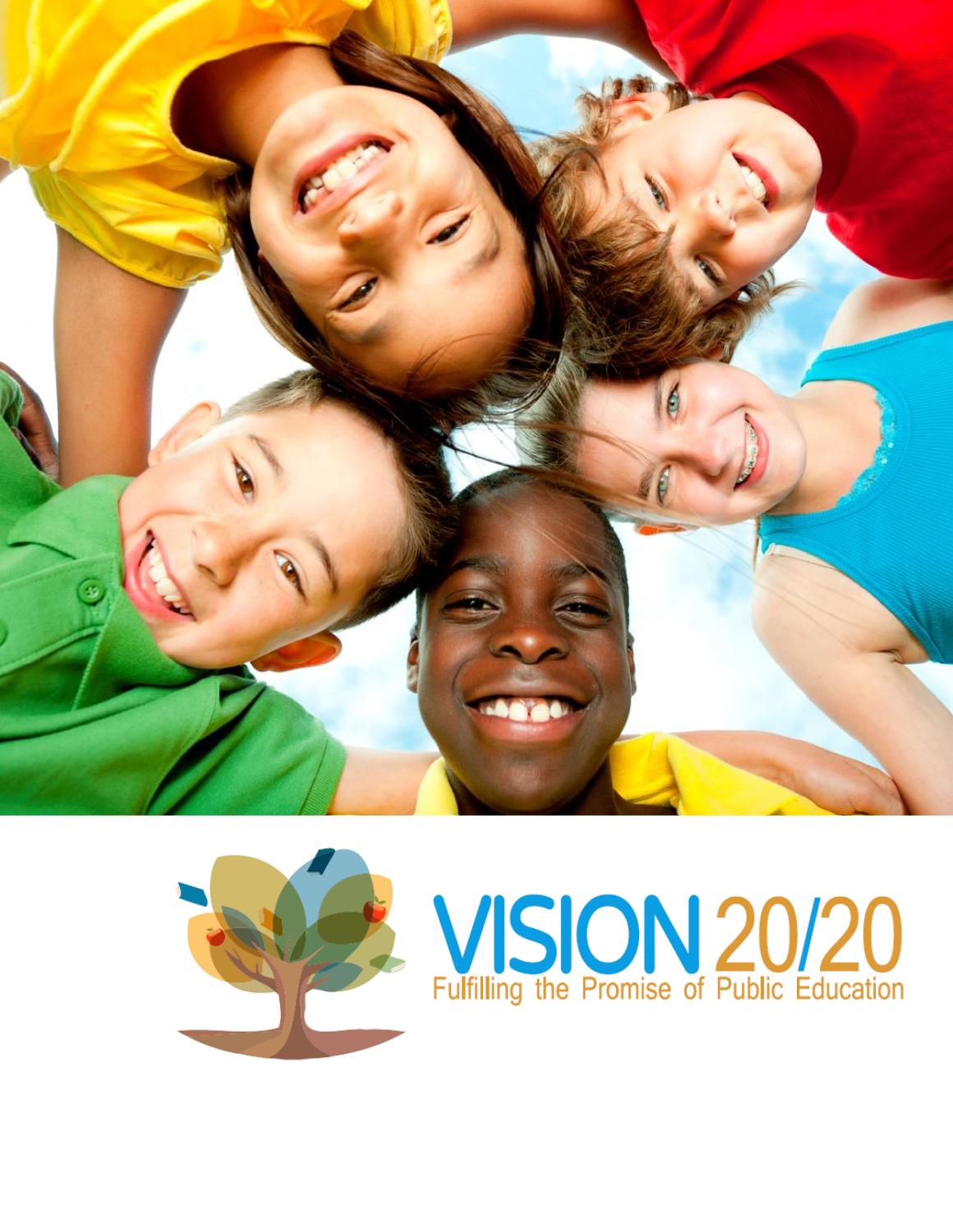# VISION 20/20

Fulfilling the Promise of Public Education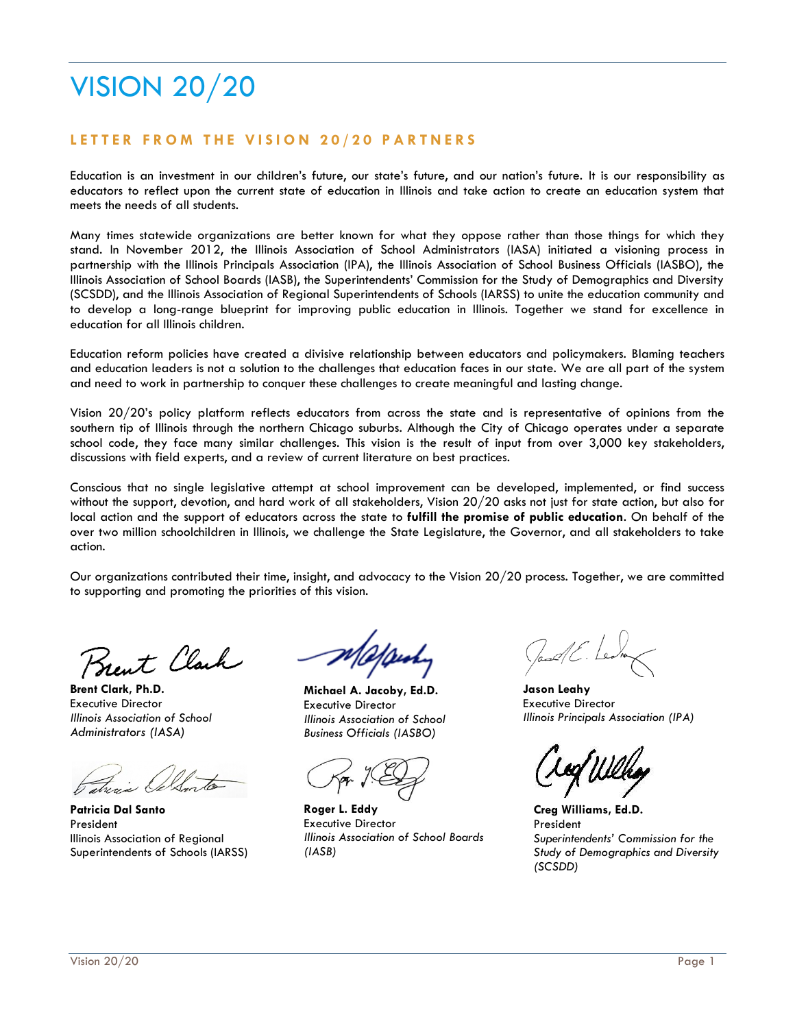# VISION 20/20

## LETTER FROM THE VISION 20/20 PARTNERS

Education is an investment in our children's future, our state's future, and our nation's future. It is our responsibility as educators to reflect upon the current state of education in Illinois and take action to create an education system that meets the needs of all students.

Many times statewide organizations are better known for what they oppose rather than those things for which they stand. In November 2012, the Illinois Association of School Administrators (IASA) initiated a visioning process in partnership with the Illinois Principals Association (IPA), the Illinois Association of School Business Officials (IASBO), the Illinois Association of School Boards (IASB), the Superintendents' Commission for the Study of Demographics and Diversity (SCSDD), and the Illinois Association of Regional Superintendents of Schools (IARSS) to unite the education community and to develop a long-range blueprint for improving public education in Illinois. Together we stand for excellence in education for all Illinois children.

Education reform policies have created a divisive relationship between educators and policymakers. Blaming teachers and education leaders is not a solution to the challenges that education faces in our state. We are all part of the system and need to work in partnership to conquer these challenges to create meaningful and lasting change.

Vision 20/20's policy platform reflects educators from across the state and is representative of opinions from the southern tip of Illinois through the northern Chicago suburbs. Although the City of Chicago operates under a separate school code, they face many similar challenges. This vision is the result of input from over 3,000 key stakeholders, discussions with field experts, and a review of current literature on best practices.

Conscious that no single legislative attempt at school improvement can be developed, implemented, or find success without the support, devotion, and hard work of all stakeholders, Vision 20/20 asks not just for state action, but also for local action and the support of educators across the state to **fulfill the promise of public education**. On behalf of the over two million schoolchildren in Illinois, we challenge the State Legislature, the Governor, and all stakeholders to take action.

Our organizations contributed their time, insight, and advocacy to the Vision 20/20 process. Together, we are committed to supporting and promoting the priorities of this vision.

**Brent Clark, Ph.D.**
Executive Director
*Illinois Association of School Administrators (IASA)*

**Michael A. Jacoby, Ed.D.**
Executive Director
*Illinois Association of School Business Officials (IASBO)*

**Jason Leahy**
Executive Director
*Illinois Principals Association (IPA)*

**Patricia Dal Santo**
President
Illinois Association of Regional Superintendents of Schools (IARSS)

**Roger L. Eddy**
Executive Director
*Illinois Association of School Boards (IASB)*

**Creg Williams, Ed.D.**
President
*Superintendents' Commission for the Study of Demographics and Diversity (SCSDD)*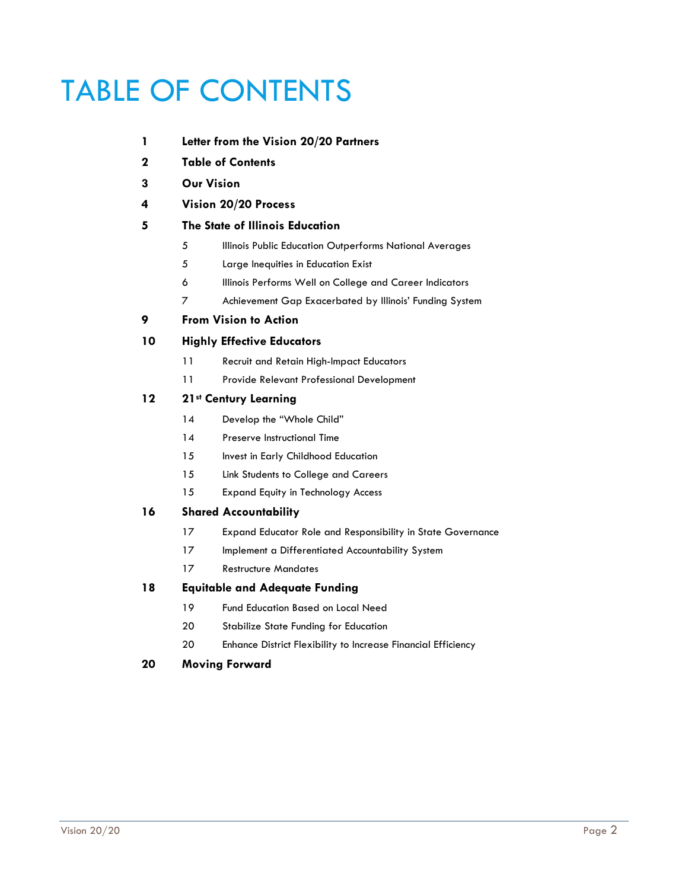# TABLE OF CONTENTS

**1** **Letter from the Vision 20/20 Partners**

**2** **Table of Contents**

**3** **Our Vision**

**4** **Vision 20/20 Process**

**5** **The State of Illinois Education**

- 5 Illinois Public Education Outperforms National Averages
- 5 Large Inequities in Education Exist
- 6 Illinois Performs Well on College and Career Indicators
- 7 Achievement Gap Exacerbated by Illinois' Funding System

**9** **From Vision to Action**

**10** **Highly Effective Educators**

- 11 Recruit and Retain High-Impact Educators
- 11 Provide Relevant Professional Development

**12** **21st Century Learning**

- 14 Develop the "Whole Child"
- 14 Preserve Instructional Time
- 15 Invest in Early Childhood Education
- 15 Link Students to College and Careers
- 15 Expand Equity in Technology Access

**16** **Shared Accountability**

- 17 Expand Educator Role and Responsibility in State Governance
- 17 Implement a Differentiated Accountability System
- 17 Restructure Mandates

**18** **Equitable and Adequate Funding**

- 19 Fund Education Based on Local Need
- 20 Stabilize State Funding for Education
- 20 Enhance District Flexibility to Increase Financial Efficiency

**20** **Moving Forward**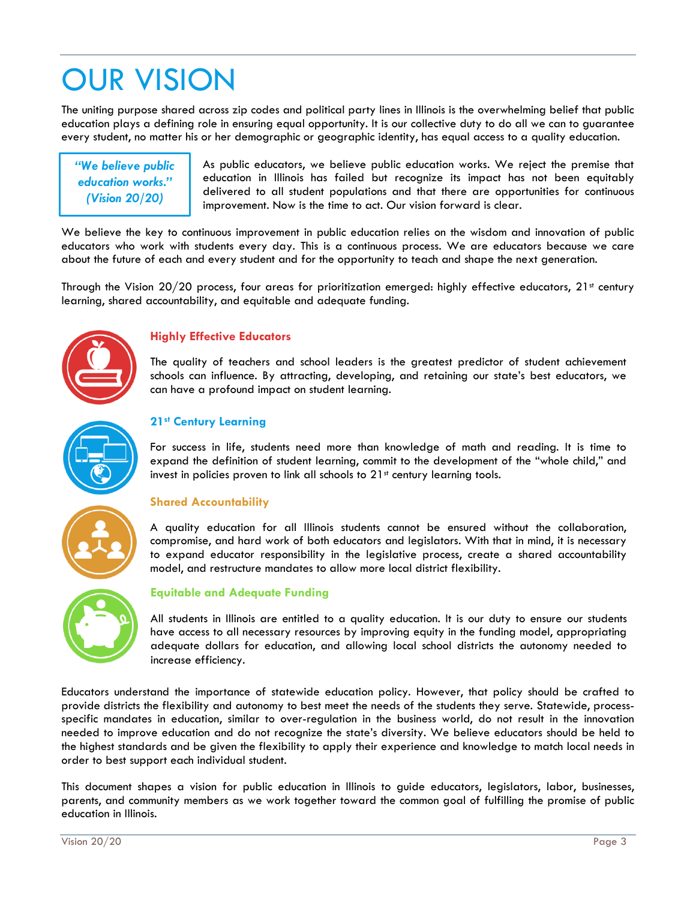# OUR VISION

The uniting purpose shared across zip codes and political party lines in Illinois is the overwhelming belief that public education plays a defining role in ensuring equal opportunity. It is our collective duty to do all we can to guarantee every student, no matter his or her demographic or geographic identity, has equal access to a quality education.

> ***"We believe public education works." (Vision 20/20)***

As public educators, we believe public education works. We reject the premise that education in Illinois has failed but recognize its impact has not been equitably delivered to all student populations and that there are opportunities for continuous improvement. Now is the time to act. Our vision forward is clear.

We believe the key to continuous improvement in public education relies on the wisdom and innovation of public educators who work with students every day. This is a continuous process. We are educators because we care about the future of each and every student and for the opportunity to teach and shape the next generation.

Through the Vision 20/20 process, four areas for prioritization emerged: highly effective educators, 21st century learning, shared accountability, and equitable and adequate funding.

### Highly Effective Educators

The quality of teachers and school leaders is the greatest predictor of student achievement schools can influence. By attracting, developing, and retaining our state's best educators, we can have a profound impact on student learning.

### 21st Century Learning

For success in life, students need more than knowledge of math and reading. It is time to expand the definition of student learning, commit to the development of the "whole child," and invest in policies proven to link all schools to 21st century learning tools.

### Shared Accountability

A quality education for all Illinois students cannot be ensured without the collaboration, compromise, and hard work of both educators and legislators. With that in mind, it is necessary to expand educator responsibility in the legislative process, create a shared accountability model, and restructure mandates to allow more local district flexibility.

### Equitable and Adequate Funding

All students in Illinois are entitled to a quality education. It is our duty to ensure our students have access to all necessary resources by improving equity in the funding model, appropriating adequate dollars for education, and allowing local school districts the autonomy needed to increase efficiency.

Educators understand the importance of statewide education policy. However, that policy should be crafted to provide districts the flexibility and autonomy to best meet the needs of the students they serve. Statewide, process-specific mandates in education, similar to over-regulation in the business world, do not result in the innovation needed to improve education and do not recognize the state's diversity. We believe educators should be held to the highest standards and be given the flexibility to apply their experience and knowledge to match local needs in order to best support each individual student.

This document shapes a vision for public education in Illinois to guide educators, legislators, labor, businesses, parents, and community members as we work together toward the common goal of fulfilling the promise of public education in Illinois.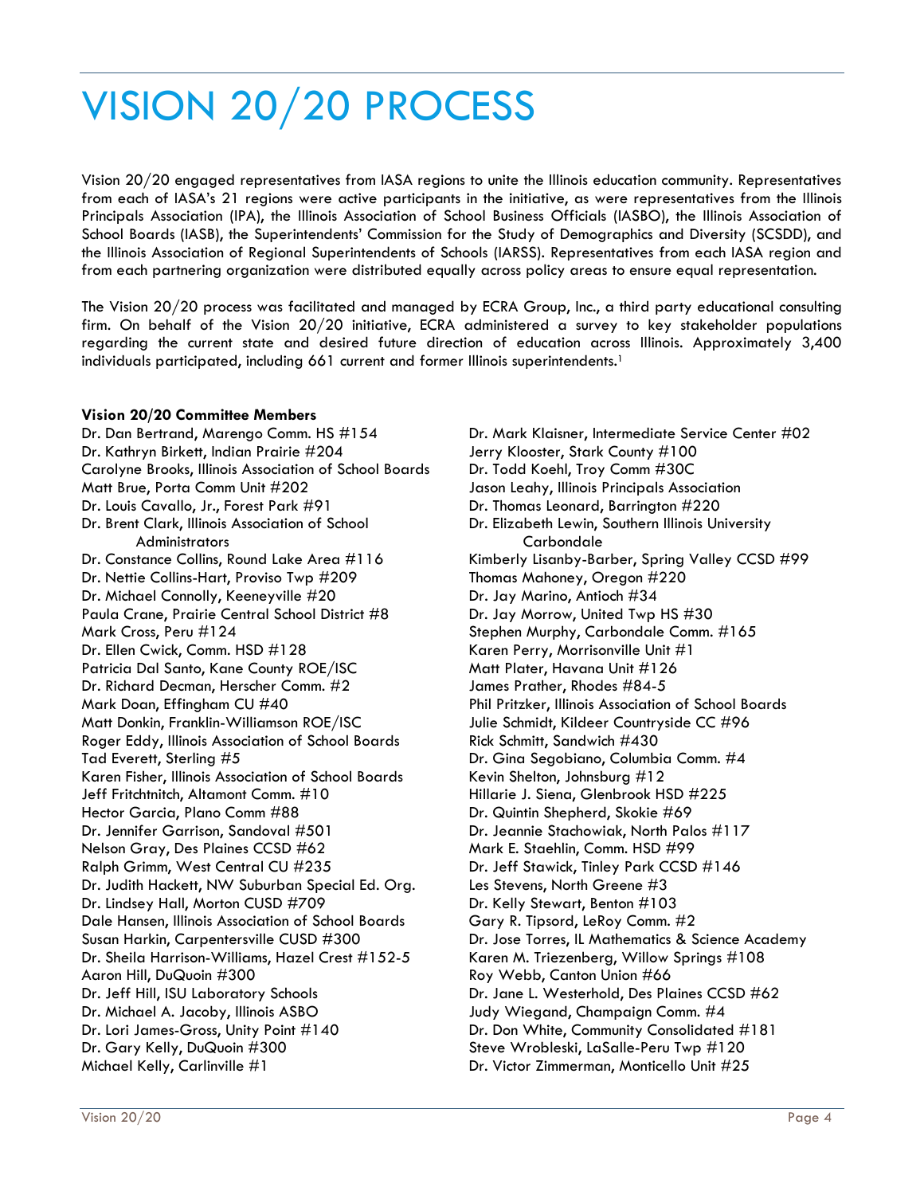# VISION 20/20 PROCESS

Vision 20/20 engaged representatives from IASA regions to unite the Illinois education community. Representatives from each of IASA's 21 regions were active participants in the initiative, as were representatives from the Illinois Principals Association (IPA), the Illinois Association of School Business Officials (IASBO), the Illinois Association of School Boards (IASB), the Superintendents' Commission for the Study of Demographics and Diversity (SCSDD), and the Illinois Association of Regional Superintendents of Schools (IARSS). Representatives from each IASA region and from each partnering organization were distributed equally across policy areas to ensure equal representation.

The Vision 20/20 process was facilitated and managed by ECRA Group, Inc., a third party educational consulting firm. On behalf of the Vision 20/20 initiative, ECRA administered a survey to key stakeholder populations regarding the current state and desired future direction of education across Illinois. Approximately 3,400 individuals participated, including 661 current and former Illinois superintendents.[1]

**Vision 20/20 Committee Members**

Dr. Dan Bertrand, Marengo Comm. HS #154
Dr. Kathryn Birkett, Indian Prairie #204
Carolyne Brooks, Illinois Association of School Boards
Matt Brue, Porta Comm Unit #202
Dr. Louis Cavallo, Jr., Forest Park #91
Dr. Brent Clark, Illinois Association of School Administrators
Dr. Constance Collins, Round Lake Area #116
Dr. Nettie Collins-Hart, Proviso Twp #209
Dr. Michael Connolly, Keeneyville #20
Paula Crane, Prairie Central School District #8
Mark Cross, Peru #124
Dr. Ellen Cwick, Comm. HSD #128
Patricia Dal Santo, Kane County ROE/ISC
Dr. Richard Decman, Herscher Comm. #2
Mark Doan, Effingham CU #40
Matt Donkin, Franklin-Williamson ROE/ISC
Roger Eddy, Illinois Association of School Boards
Tad Everett, Sterling #5
Karen Fisher, Illinois Association of School Boards
Jeff Fritchtnitch, Altamont Comm. #10
Hector Garcia, Plano Comm #88
Dr. Jennifer Garrison, Sandoval #501
Nelson Gray, Des Plaines CCSD #62
Ralph Grimm, West Central CU #235
Dr. Judith Hackett, NW Suburban Special Ed. Org.
Dr. Lindsey Hall, Morton CUSD #709
Dale Hansen, Illinois Association of School Boards
Susan Harkin, Carpentersville CUSD #300
Dr. Sheila Harrison-Williams, Hazel Crest #152-5
Aaron Hill, DuQuoin #300
Dr. Jeff Hill, ISU Laboratory Schools
Dr. Michael A. Jacoby, Illinois ASBO
Dr. Lori James-Gross, Unity Point #140
Dr. Gary Kelly, DuQuoin #300
Michael Kelly, Carlinville #1
Dr. Mark Klaisner, Intermediate Service Center #02
Jerry Klooster, Stark County #100
Dr. Todd Koehl, Troy Comm #30C
Jason Leahy, Illinois Principals Association
Dr. Thomas Leonard, Barrington #220
Dr. Elizabeth Lewin, Southern Illinois University Carbondale
Kimberly Lisanby-Barber, Spring Valley CCSD #99
Thomas Mahoney, Oregon #220
Dr. Jay Marino, Antioch #34
Dr. Jay Morrow, United Twp HS #30
Stephen Murphy, Carbondale Comm. #165
Karen Perry, Morrisonville Unit #1
Matt Plater, Havana Unit #126
James Prather, Rhodes #84-5
Phil Pritzker, Illinois Association of School Boards
Julie Schmidt, Kildeer Countryside CC #96
Rick Schmitt, Sandwich #430
Dr. Gina Segobiano, Columbia Comm. #4
Kevin Shelton, Johnsburg #12
Hillarie J. Siena, Glenbrook HSD #225
Dr. Quintin Shepherd, Skokie #69
Dr. Jeannie Stachowiak, North Palos #117
Mark E. Staehlin, Comm. HSD #99
Dr. Jeff Stawick, Tinley Park CCSD #146
Les Stevens, North Greene #3
Dr. Kelly Stewart, Benton #103
Gary R. Tipsord, LeRoy Comm. #2
Dr. Jose Torres, IL Mathematics & Science Academy
Karen M. Triezenberg, Willow Springs #108
Roy Webb, Canton Union #66
Dr. Jane L. Westerhold, Des Plaines CCSD #62
Judy Wiegand, Champaign Comm. #4
Dr. Don White, Community Consolidated #181
Steve Wrobleski, LaSalle-Peru Twp #120
Dr. Victor Zimmerman, Monticello Unit #25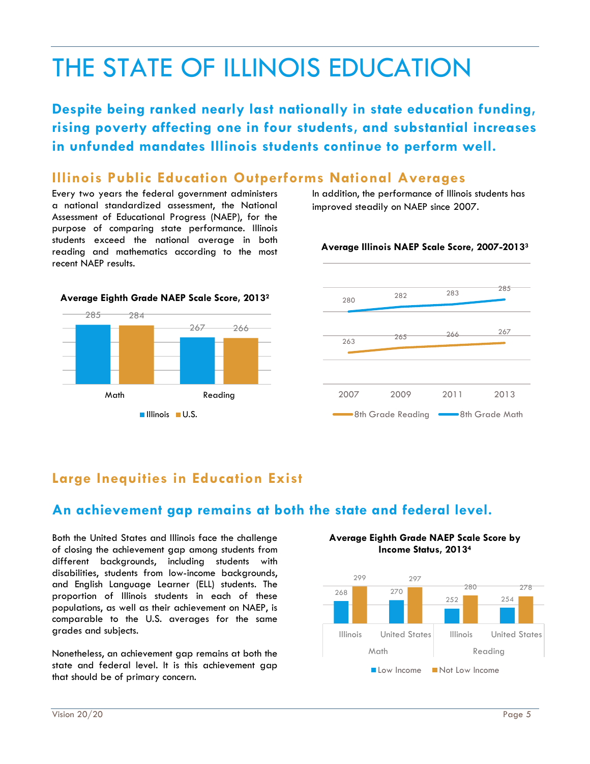# THE STATE OF ILLINOIS EDUCATION

**Despite being ranked nearly last nationally in state education funding, rising poverty affecting one in four students, and substantial increases in unfunded mandates Illinois students continue to perform well.**

## Illinois Public Education Outperforms National Averages

Every two years the federal government administers a national standardized assessment, the National Assessment of Educational Progress (NAEP), for the purpose of comparing state performance. Illinois students exceed the national average in both reading and mathematics according to the most recent NAEP results.

**Average Eighth Grade NAEP Scale Score, 2013[2]**

| | Illinois | U.S. |
|---|---|---|
| Math | 285 | 284 |
| Reading | 267 | 266 |

In addition, the performance of Illinois students has improved steadily on NAEP since 2007.

**Average Illinois NAEP Scale Score, 2007-2013[3]**

| | 2007 | 2009 | 2011 | 2013 |
|---|---|---|---|---|
| 8th Grade Reading | 263 | 265 | 266 | 267 |
| 8th Grade Math | 280 | 282 | 283 | 285 |

## Large Inequities in Education Exist

## An achievement gap remains at both the state and federal level.

Both the United States and Illinois face the challenge of closing the achievement gap among students from different backgrounds, including students with disabilities, students from low-income backgrounds, and English Language Learner (ELL) students. The proportion of Illinois students in each of these populations, as well as their achievement on NAEP, is comparable to the U.S. averages for the same grades and subjects.

Nonetheless, an achievement gap remains at both the state and federal level. It is this achievement gap that should be of primary concern.

**Average Eighth Grade NAEP Scale Score by Income Status, 2013[4]**

| | | Low Income | Not Low Income |
|---|---|---|---|
| Math | Illinois | 268 | 299 |
| | United States | 270 | 297 |
| Reading | Illinois | 252 | 280 |
| | United States | 254 | 278 |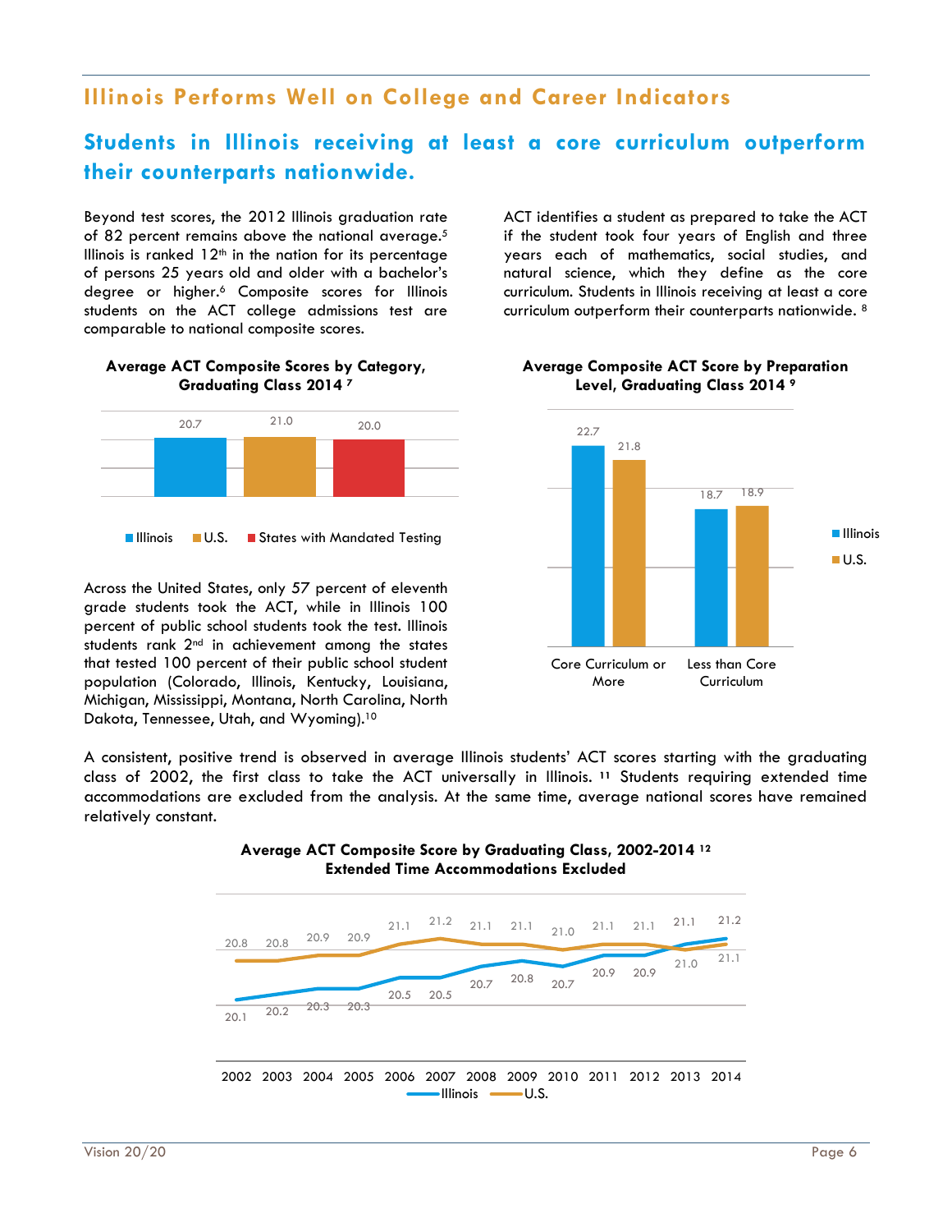## Illinois Performs Well on College and Career Indicators

### Students in Illinois receiving at least a core curriculum outperform their counterparts nationwide.

Beyond test scores, the 2012 Illinois graduation rate of 82 percent remains above the national average.[5] Illinois is ranked 12th in the nation for its percentage of persons 25 years old and older with a bachelor's degree or higher.[6] Composite scores for Illinois students on the ACT college admissions test are comparable to national composite scores.

**Average ACT Composite Scores by Category, Graduating Class 2014** [7]

| Illinois | U.S. | States with Mandated Testing |
|---|---|---|
| 20.7 | 21.0 | 20.0 |

Across the United States, only 57 percent of eleventh grade students took the ACT, while in Illinois 100 percent of public school students took the test. Illinois students rank 2nd in achievement among the states that tested 100 percent of their public school student population (Colorado, Illinois, Kentucky, Louisiana, Michigan, Mississippi, Montana, North Carolina, North Dakota, Tennessee, Utah, and Wyoming).[10]

ACT identifies a student as prepared to take the ACT if the student took four years of English and three years each of mathematics, social studies, and natural science, which they define as the core curriculum. Students in Illinois receiving at least a core curriculum outperform their counterparts nationwide. [8]

**Average Composite ACT Score by Preparation Level, Graduating Class 2014** [9]

| | Illinois | U.S. |
|---|---|---|
| Core Curriculum or More | 22.7 | 21.8 |
| Less than Core Curriculum | 18.7 | 18.9 |

A consistent, positive trend is observed in average Illinois students' ACT scores starting with the graduating class of 2002, the first class to take the ACT universally in Illinois. [11] Students requiring extended time accommodations are excluded from the analysis. At the same time, average national scores have remained relatively constant.

**Average ACT Composite Score by Graduating Class, 2002-2014** [12]
**Extended Time Accommodations Excluded**

| | 2002 | 2003 | 2004 | 2005 | 2006 | 2007 | 2008 | 2009 | 2010 | 2011 | 2012 | 2013 | 2014 |
|---|---|---|---|---|---|---|---|---|---|---|---|---|---|
| Illinois | 20.1 | 20.2 | 20.3 | 20.3 | 20.5 | 20.5 | 20.7 | 20.8 | 20.7 | 20.9 | 20.9 | 21.1 | 21.2 |
| U.S. | 20.8 | 20.8 | 20.9 | 20.9 | 21.1 | 21.2 | 21.1 | 21.1 | 21.0 | 21.1 | 21.1 | 21.0 | 21.1 |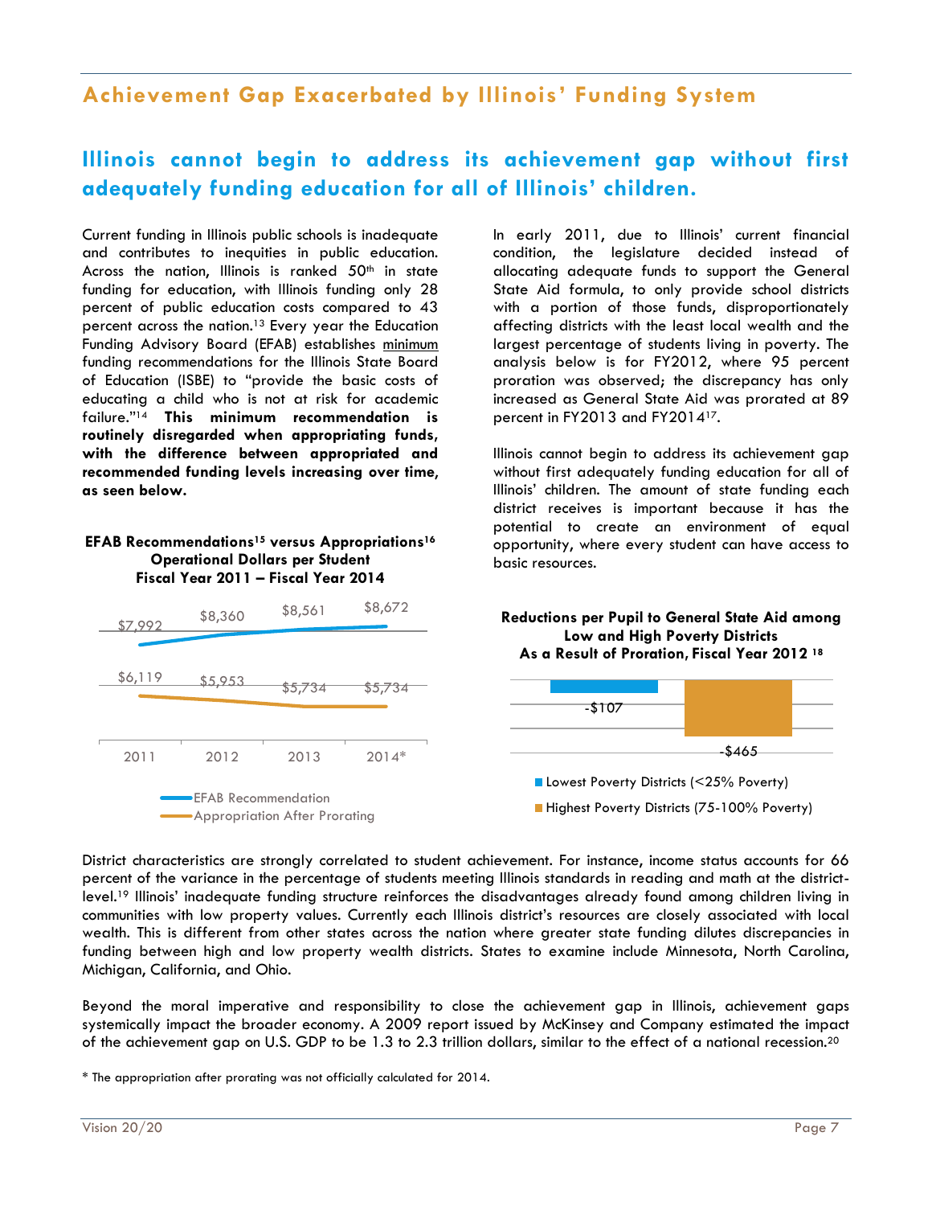## Achievement Gap Exacerbated by Illinois' Funding System

### Illinois cannot begin to address its achievement gap without first adequately funding education for all of Illinois' children.

Current funding in Illinois public schools is inadequate and contributes to inequities in public education. Across the nation, Illinois is ranked 50th in state funding for education, with Illinois funding only 28 percent of public education costs compared to 43 percent across the nation.[13] Every year the Education Funding Advisory Board (EFAB) establishes minimum funding recommendations for the Illinois State Board of Education (ISBE) to "provide the basic costs of educating a child who is not at risk for academic failure."[14] **This minimum recommendation is routinely disregarded when appropriating funds, with the difference between appropriated and recommended funding levels increasing over time, as seen below.**

**EFAB Recommendations[15] versus Appropriations[16]**
**Operational Dollars per Student**
**Fiscal Year 2011 – Fiscal Year 2014**

| | 2011 | 2012 | 2013 | 2014* |
|---|---|---|---|---|
| EFAB Recommendation | $7,992 | $8,360 | $8,561 | $8,672 |
| Appropriation After Prorating | $6,119 | $5,953 | $5,734 | $5,734 |

In early 2011, due to Illinois' current financial condition, the legislature decided instead of allocating adequate funds to support the General State Aid formula, to only provide school districts with a portion of those funds, disproportionately affecting districts with the least local wealth and the largest percentage of students living in poverty. The analysis below is for FY2012, where 95 percent proration was observed; the discrepancy has only increased as General State Aid was prorated at 89 percent in FY2013 and FY2014[17].

Illinois cannot begin to address its achievement gap without first adequately funding education for all of Illinois' children. The amount of state funding each district receives is important because it has the potential to create an environment of equal opportunity, where every student can have access to basic resources.

**Reductions per Pupil to General State Aid among Low and High Poverty Districts As a Result of Proration, Fiscal Year 2012** [18]

| District Type | Reduction per Pupil |
|---|---|
| Lowest Poverty Districts (<25% Poverty) | -$107 |
| Highest Poverty Districts (75-100% Poverty) | -$465 |

District characteristics are strongly correlated to student achievement. For instance, income status accounts for 66 percent of the variance in the percentage of students meeting Illinois standards in reading and math at the district-level.[19] Illinois' inadequate funding structure reinforces the disadvantages already found among children living in communities with low property values. Currently each Illinois district's resources are closely associated with local wealth. This is different from other states across the nation where greater state funding dilutes discrepancies in funding between high and low property wealth districts. States to examine include Minnesota, North Carolina, Michigan, California, and Ohio.

Beyond the moral imperative and responsibility to close the achievement gap in Illinois, achievement gaps systemically impact the broader economy. A 2009 report issued by McKinsey and Company estimated the impact of the achievement gap on U.S. GDP to be 1.3 to 2.3 trillion dollars, similar to the effect of a national recession.[20]

\* The appropriation after prorating was not officially calculated for 2014.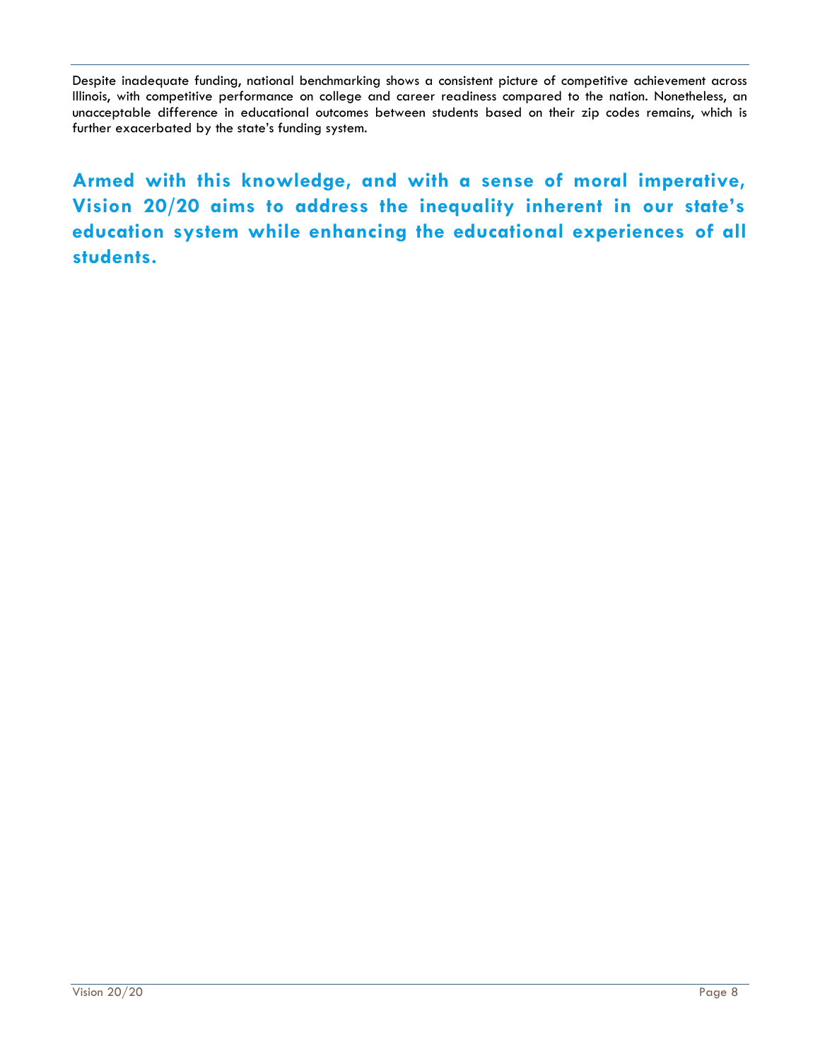Despite inadequate funding, national benchmarking shows a consistent picture of competitive achievement across Illinois, with competitive performance on college and career readiness compared to the nation. Nonetheless, an unacceptable difference in educational outcomes between students based on their zip codes remains, which is further exacerbated by the state's funding system.

**Armed with this knowledge, and with a sense of moral imperative, Vision 20/20 aims to address the inequality inherent in our state's education system while enhancing the educational experiences of all students.**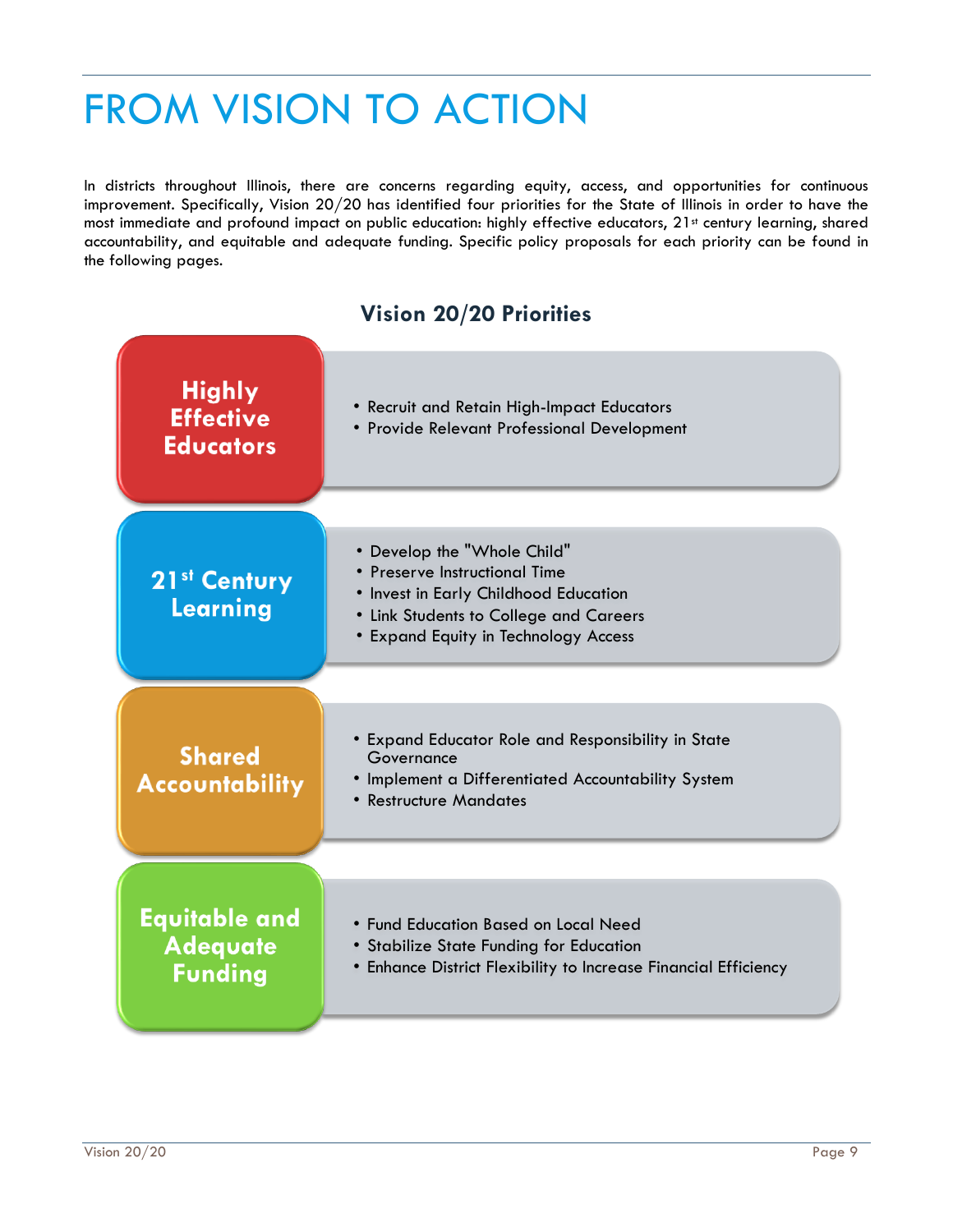# FROM VISION TO ACTION

In districts throughout Illinois, there are concerns regarding equity, access, and opportunities for continuous improvement. Specifically, Vision 20/20 has identified four priorities for the State of Illinois in order to have the most immediate and profound impact on public education: highly effective educators, 21st century learning, shared accountability, and equitable and adequate funding. Specific policy proposals for each priority can be found in the following pages.

## Vision 20/20 Priorities

**Highly Effective Educators**

- Recruit and Retain High-Impact Educators
- Provide Relevant Professional Development

**21st Century Learning**

- Develop the "Whole Child"
- Preserve Instructional Time
- Invest in Early Childhood Education
- Link Students to College and Careers
- Expand Equity in Technology Access

**Shared Accountability**

- Expand Educator Role and Responsibility in State Governance
- Implement a Differentiated Accountability System
- Restructure Mandates

**Equitable and Adequate Funding**

- Fund Education Based on Local Need
- Stabilize State Funding for Education
- Enhance District Flexibility to Increase Financial Efficiency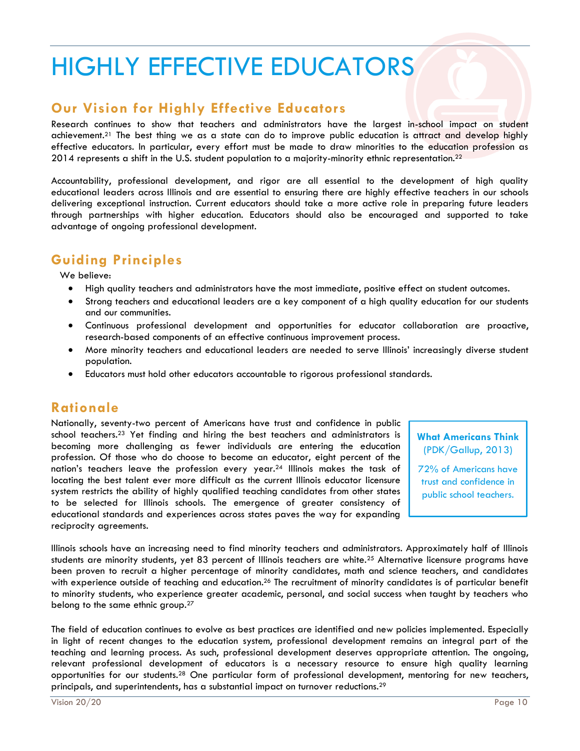# HIGHLY EFFECTIVE EDUCATORS

## Our Vision for Highly Effective Educators

Research continues to show that teachers and administrators have the largest in-school impact on student achievement.[21] The best thing we as a state can do to improve public education is attract and develop highly effective educators. In particular, every effort must be made to draw minorities to the education profession as 2014 represents a shift in the U.S. student population to a majority-minority ethnic representation.[22]

Accountability, professional development, and rigor are all essential to the development of high quality educational leaders across Illinois and are essential to ensuring there are highly effective teachers in our schools delivering exceptional instruction. Current educators should take a more active role in preparing future leaders through partnerships with higher education. Educators should also be encouraged and supported to take advantage of ongoing professional development.

## Guiding Principles

We believe:

- High quality teachers and administrators have the most immediate, positive effect on student outcomes.
- Strong teachers and educational leaders are a key component of a high quality education for our students and our communities.
- Continuous professional development and opportunities for educator collaboration are proactive, research-based components of an effective continuous improvement process.
- More minority teachers and educational leaders are needed to serve Illinois' increasingly diverse student population.
- Educators must hold other educators accountable to rigorous professional standards.

## Rationale

Nationally, seventy-two percent of Americans have trust and confidence in public school teachers.[23] Yet finding and hiring the best teachers and administrators is becoming more challenging as fewer individuals are entering the education profession. Of those who do choose to become an educator, eight percent of the nation's teachers leave the profession every year.[24] Illinois makes the task of locating the best talent ever more difficult as the current Illinois educator licensure system restricts the ability of highly qualified teaching candidates from other states to be selected for Illinois schools. The emergence of greater consistency of educational standards and experiences across states paves the way for expanding reciprocity agreements.

> **What Americans Think** (PDK/Gallup, 2013)
>
> 72% of Americans have trust and confidence in public school teachers.

Illinois schools have an increasing need to find minority teachers and administrators. Approximately half of Illinois students are minority students, yet 83 percent of Illinois teachers are white.[25] Alternative licensure programs have been proven to recruit a higher percentage of minority candidates, math and science teachers, and candidates with experience outside of teaching and education.[26] The recruitment of minority candidates is of particular benefit to minority students, who experience greater academic, personal, and social success when taught by teachers who belong to the same ethnic group.[27]

The field of education continues to evolve as best practices are identified and new policies implemented. Especially in light of recent changes to the education system, professional development remains an integral part of the teaching and learning process. As such, professional development deserves appropriate attention. The ongoing, relevant professional development of educators is a necessary resource to ensure high quality learning opportunities for our students.[28] One particular form of professional development, mentoring for new teachers, principals, and superintendents, has a substantial impact on turnover reductions.[29]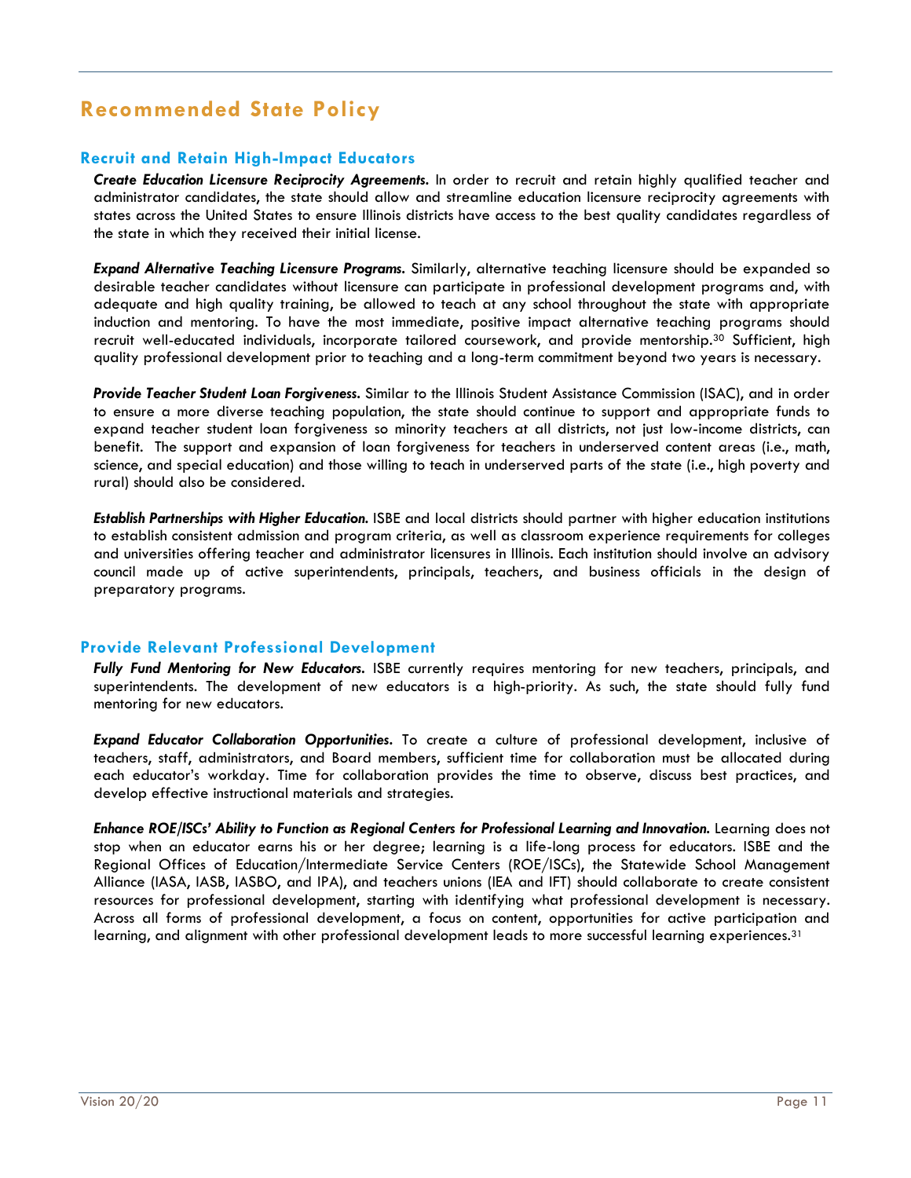## Recommended State Policy

### Recruit and Retain High-Impact Educators

***Create Education Licensure Reciprocity Agreements.*** In order to recruit and retain highly qualified teacher and administrator candidates, the state should allow and streamline education licensure reciprocity agreements with states across the United States to ensure Illinois districts have access to the best quality candidates regardless of the state in which they received their initial license.

***Expand Alternative Teaching Licensure Programs.*** Similarly, alternative teaching licensure should be expanded so desirable teacher candidates without licensure can participate in professional development programs and, with adequate and high quality training, be allowed to teach at any school throughout the state with appropriate induction and mentoring. To have the most immediate, positive impact alternative teaching programs should recruit well-educated individuals, incorporate tailored coursework, and provide mentorship.[30] Sufficient, high quality professional development prior to teaching and a long-term commitment beyond two years is necessary.

***Provide Teacher Student Loan Forgiveness.*** Similar to the Illinois Student Assistance Commission (ISAC), and in order to ensure a more diverse teaching population, the state should continue to support and appropriate funds to expand teacher student loan forgiveness so minority teachers at all districts, not just low-income districts, can benefit. The support and expansion of loan forgiveness for teachers in underserved content areas (i.e., math, science, and special education) and those willing to teach in underserved parts of the state (i.e., high poverty and rural) should also be considered.

***Establish Partnerships with Higher Education.*** ISBE and local districts should partner with higher education institutions to establish consistent admission and program criteria, as well as classroom experience requirements for colleges and universities offering teacher and administrator licensures in Illinois. Each institution should involve an advisory council made up of active superintendents, principals, teachers, and business officials in the design of preparatory programs.

### Provide Relevant Professional Development

***Fully Fund Mentoring for New Educators.*** ISBE currently requires mentoring for new teachers, principals, and superintendents. The development of new educators is a high-priority. As such, the state should fully fund mentoring for new educators.

***Expand Educator Collaboration Opportunities.*** To create a culture of professional development, inclusive of teachers, staff, administrators, and Board members, sufficient time for collaboration must be allocated during each educator's workday. Time for collaboration provides the time to observe, discuss best practices, and develop effective instructional materials and strategies.

***Enhance ROE/ISCs' Ability to Function as Regional Centers for Professional Learning and Innovation.*** Learning does not stop when an educator earns his or her degree; learning is a life-long process for educators. ISBE and the Regional Offices of Education/Intermediate Service Centers (ROE/ISCs), the Statewide School Management Alliance (IASA, IASB, IASBO, and IPA), and teachers unions (IEA and IFT) should collaborate to create consistent resources for professional development, starting with identifying what professional development is necessary. Across all forms of professional development, a focus on content, opportunities for active participation and learning, and alignment with other professional development leads to more successful learning experiences.[31]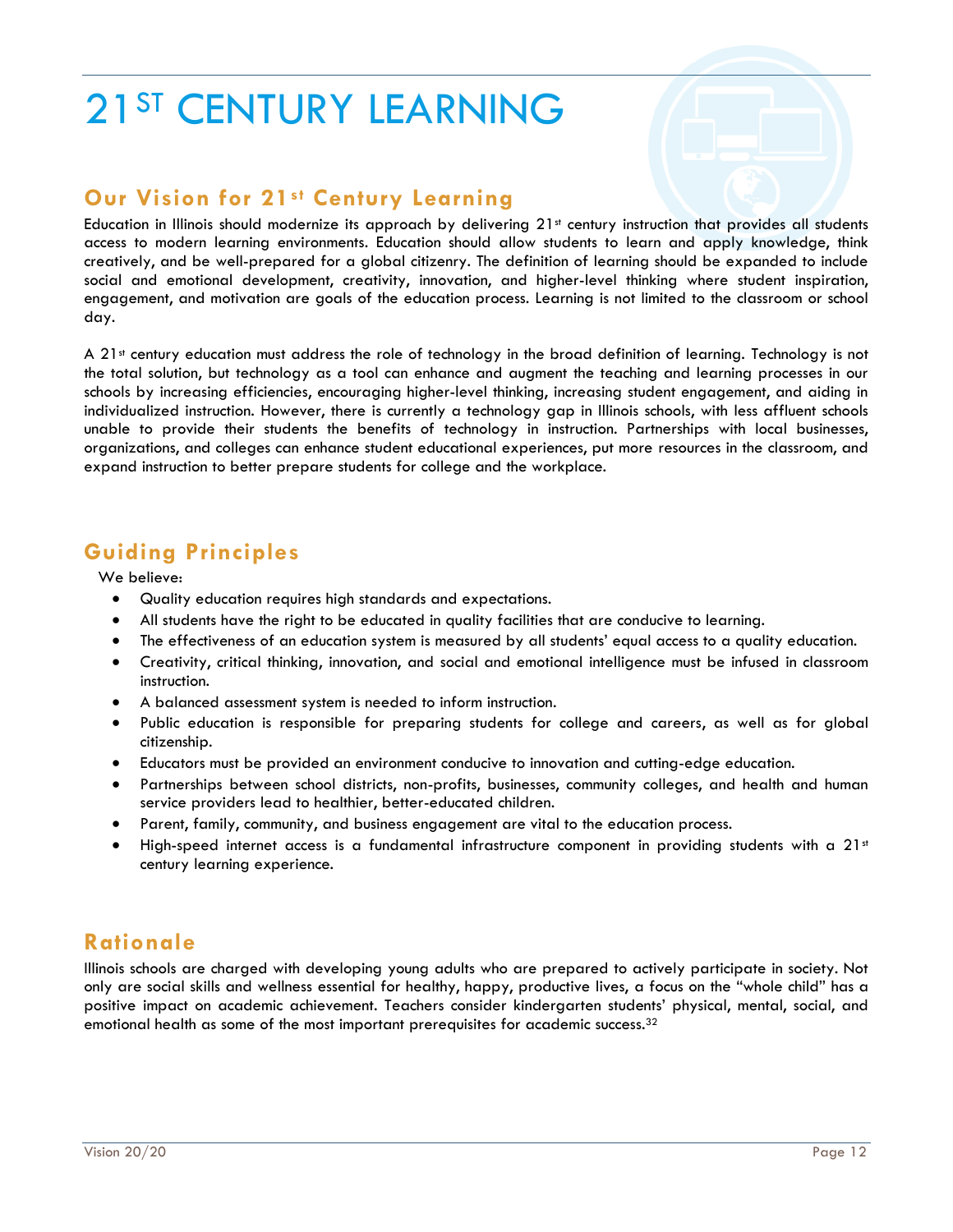# 21ST CENTURY LEARNING

## Our Vision for 21st Century Learning

Education in Illinois should modernize its approach by delivering 21st century instruction that provides all students access to modern learning environments. Education should allow students to learn and apply knowledge, think creatively, and be well-prepared for a global citizenry. The definition of learning should be expanded to include social and emotional development, creativity, innovation, and higher-level thinking where student inspiration, engagement, and motivation are goals of the education process. Learning is not limited to the classroom or school day.

A 21st century education must address the role of technology in the broad definition of learning. Technology is not the total solution, but technology as a tool can enhance and augment the teaching and learning processes in our schools by increasing efficiencies, encouraging higher-level thinking, increasing student engagement, and aiding in individualized instruction. However, there is currently a technology gap in Illinois schools, with less affluent schools unable to provide their students the benefits of technology in instruction. Partnerships with local businesses, organizations, and colleges can enhance student educational experiences, put more resources in the classroom, and expand instruction to better prepare students for college and the workplace.

## Guiding Principles

We believe:

- Quality education requires high standards and expectations.
- All students have the right to be educated in quality facilities that are conducive to learning.
- The effectiveness of an education system is measured by all students' equal access to a quality education.
- Creativity, critical thinking, innovation, and social and emotional intelligence must be infused in classroom instruction.
- A balanced assessment system is needed to inform instruction.
- Public education is responsible for preparing students for college and careers, as well as for global citizenship.
- Educators must be provided an environment conducive to innovation and cutting-edge education.
- Partnerships between school districts, non-profits, businesses, community colleges, and health and human service providers lead to healthier, better-educated children.
- Parent, family, community, and business engagement are vital to the education process.
- High-speed internet access is a fundamental infrastructure component in providing students with a 21st century learning experience.

## Rationale

Illinois schools are charged with developing young adults who are prepared to actively participate in society. Not only are social skills and wellness essential for healthy, happy, productive lives, a focus on the "whole child" has a positive impact on academic achievement. Teachers consider kindergarten students' physical, mental, social, and emotional health as some of the most important prerequisites for academic success.[32]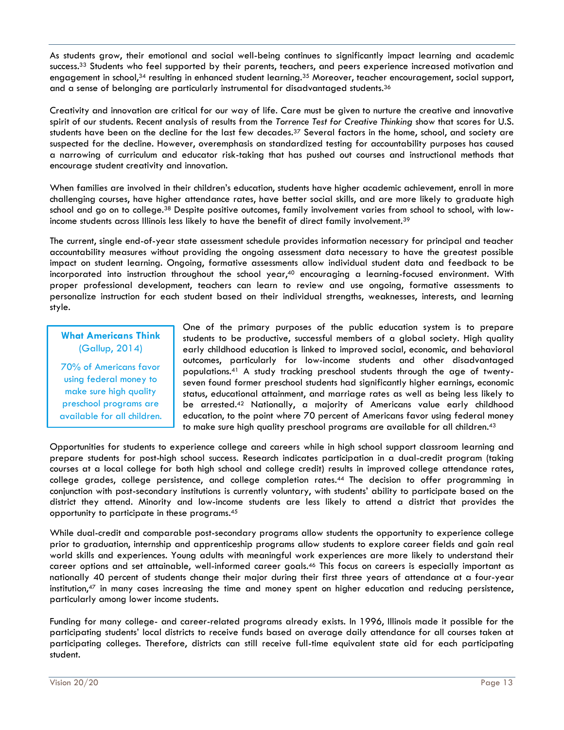As students grow, their emotional and social well-being continues to significantly impact learning and academic success.[33] Students who feel supported by their parents, teachers, and peers experience increased motivation and engagement in school,[34] resulting in enhanced student learning.[35] Moreover, teacher encouragement, social support, and a sense of belonging are particularly instrumental for disadvantaged students.[36]

Creativity and innovation are critical for our way of life. Care must be given to nurture the creative and innovative spirit of our students. Recent analysis of results from the *Torrence Test for Creative Thinking* show that scores for U.S. students have been on the decline for the last few decades.[37] Several factors in the home, school, and society are suspected for the decline. However, overemphasis on standardized testing for accountability purposes has caused a narrowing of curriculum and educator risk-taking that has pushed out courses and instructional methods that encourage student creativity and innovation.

When families are involved in their children's education, students have higher academic achievement, enroll in more challenging courses, have higher attendance rates, have better social skills, and are more likely to graduate high school and go on to college.[38] Despite positive outcomes, family involvement varies from school to school, with low-income students across Illinois less likely to have the benefit of direct family involvement.[39]

The current, single end-of-year state assessment schedule provides information necessary for principal and teacher accountability measures without providing the ongoing assessment data necessary to have the greatest possible impact on student learning. Ongoing, formative assessments allow individual student data and feedback to be incorporated into instruction throughout the school year,[40] encouraging a learning-focused environment. With proper professional development, teachers can learn to review and use ongoing, formative assessments to personalize instruction for each student based on their individual strengths, weaknesses, interests, and learning style.

**What Americans Think**
(Gallup, 2014)

70% of Americans favor using federal money to make sure high quality preschool programs are available for all children.

One of the primary purposes of the public education system is to prepare students to be productive, successful members of a global society. High quality early childhood education is linked to improved social, economic, and behavioral outcomes, particularly for low-income students and other disadvantaged populations.[41] A study tracking preschool students through the age of twenty-seven found former preschool students had significantly higher earnings, economic status, educational attainment, and marriage rates as well as being less likely to be arrested.[42] Nationally, a majority of Americans value early childhood education, to the point where 70 percent of Americans favor using federal money to make sure high quality preschool programs are available for all children.[43]

Opportunities for students to experience college and careers while in high school support classroom learning and prepare students for post-high school success. Research indicates participation in a dual-credit program (taking courses at a local college for both high school and college credit) results in improved college attendance rates, college grades, college persistence, and college completion rates.[44] The decision to offer programming in conjunction with post-secondary institutions is currently voluntary, with students' ability to participate based on the district they attend. Minority and low-income students are less likely to attend a district that provides the opportunity to participate in these programs.[45]

While dual-credit and comparable post-secondary programs allow students the opportunity to experience college prior to graduation, internship and apprenticeship programs allow students to explore career fields and gain real world skills and experiences. Young adults with meaningful work experiences are more likely to understand their career options and set attainable, well-informed career goals.[46] This focus on careers is especially important as nationally 40 percent of students change their major during their first three years of attendance at a four-year institution,[47] in many cases increasing the time and money spent on higher education and reducing persistence, particularly among lower income students.

Funding for many college- and career-related programs already exists. In 1996, Illinois made it possible for the participating students' local districts to receive funds based on average daily attendance for all courses taken at participating colleges. Therefore, districts can still receive full-time equivalent state aid for each participating student.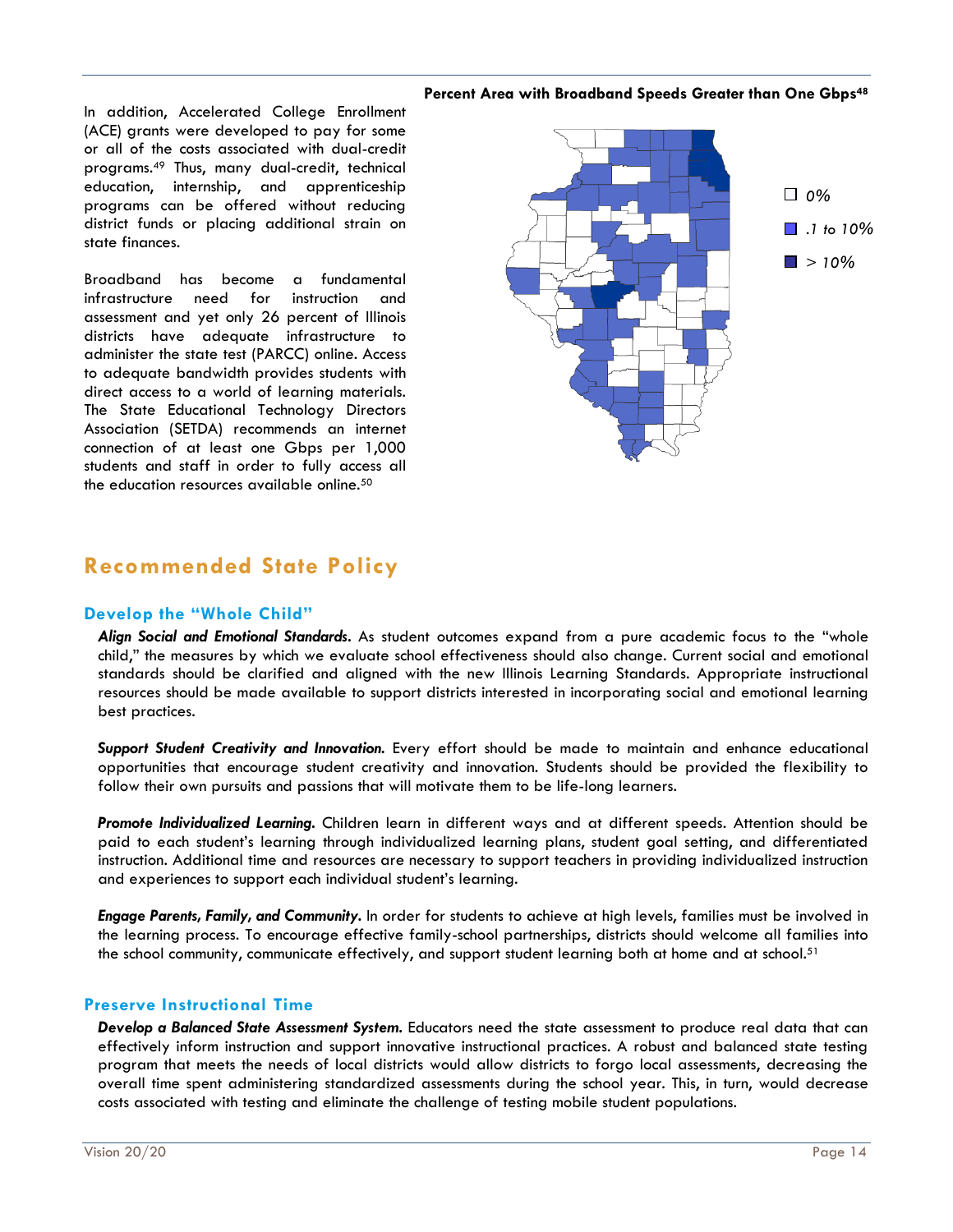In addition, Accelerated College Enrollment (ACE) grants were developed to pay for some or all of the costs associated with dual-credit programs.[49] Thus, many dual-credit, technical education, internship, and apprenticeship programs can be offered without reducing district funds or placing additional strain on state finances.

Broadband has become a fundamental infrastructure need for instruction and assessment and yet only 26 percent of Illinois districts have adequate infrastructure to administer the state test (PARCC) online. Access to adequate bandwidth provides students with direct access to a world of learning materials. The State Educational Technology Directors Association (SETDA) recommends an internet connection of at least one Gbps per 1,000 students and staff in order to fully access all the education resources available online.[50]

**Percent Area with Broadband Speeds Greater than One Gbps[48]**

- 0%
- .1 to 10%
- > 10%

## Recommended State Policy

### Develop the "Whole Child"

***Align Social and Emotional Standards.*** As student outcomes expand from a pure academic focus to the "whole child," the measures by which we evaluate school effectiveness should also change. Current social and emotional standards should be clarified and aligned with the new Illinois Learning Standards. Appropriate instructional resources should be made available to support districts interested in incorporating social and emotional learning best practices.

***Support Student Creativity and Innovation.*** Every effort should be made to maintain and enhance educational opportunities that encourage student creativity and innovation. Students should be provided the flexibility to follow their own pursuits and passions that will motivate them to be life-long learners.

***Promote Individualized Learning.*** Children learn in different ways and at different speeds. Attention should be paid to each student's learning through individualized learning plans, student goal setting, and differentiated instruction. Additional time and resources are necessary to support teachers in providing individualized instruction and experiences to support each individual student's learning.

***Engage Parents, Family, and Community.*** In order for students to achieve at high levels, families must be involved in the learning process. To encourage effective family-school partnerships, districts should welcome all families into the school community, communicate effectively, and support student learning both at home and at school.[51]

### Preserve Instructional Time

***Develop a Balanced State Assessment System.*** Educators need the state assessment to produce real data that can effectively inform instruction and support innovative instructional practices. A robust and balanced state testing program that meets the needs of local districts would allow districts to forgo local assessments, decreasing the overall time spent administering standardized assessments during the school year. This, in turn, would decrease costs associated with testing and eliminate the challenge of testing mobile student populations.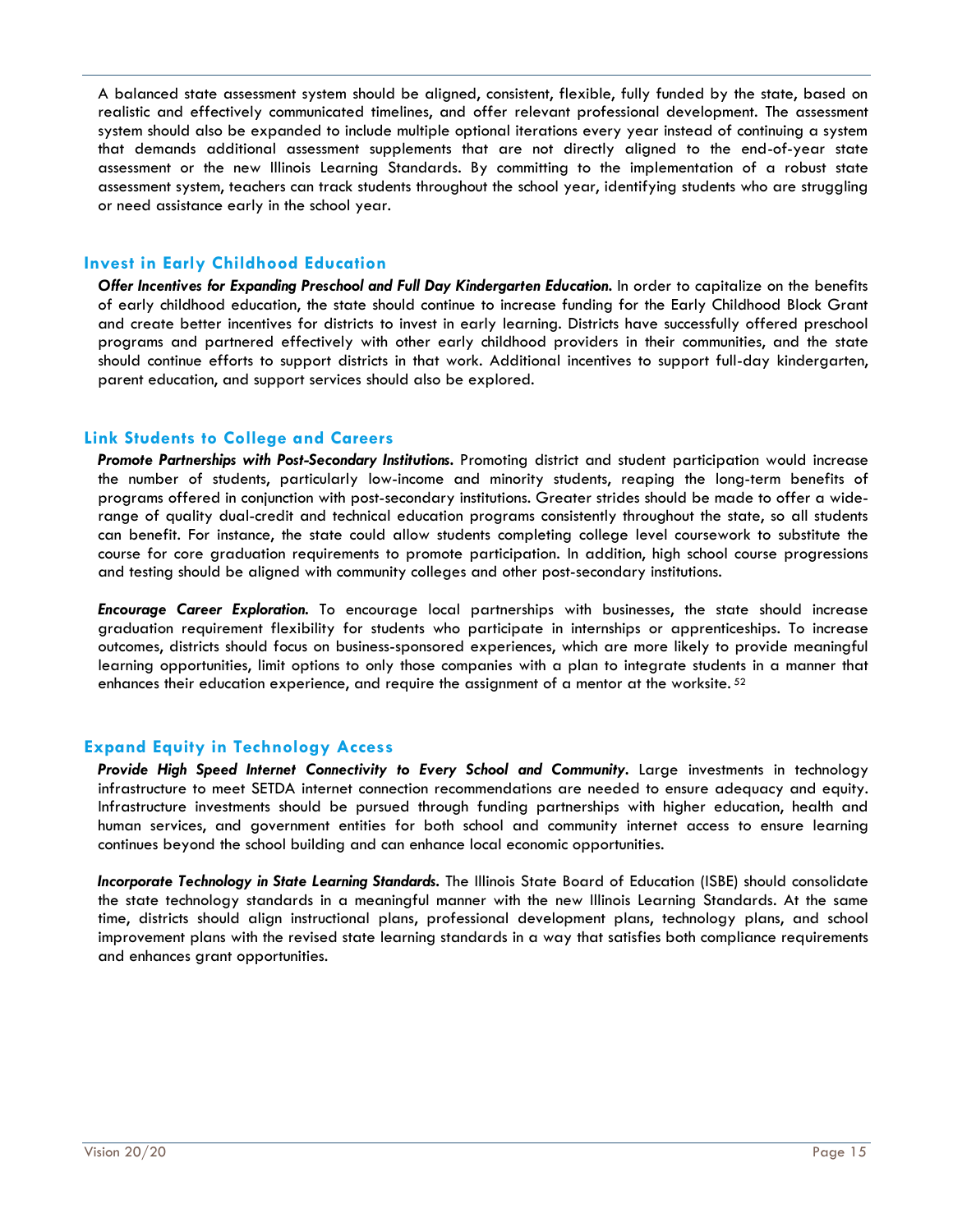A balanced state assessment system should be aligned, consistent, flexible, fully funded by the state, based on realistic and effectively communicated timelines, and offer relevant professional development. The assessment system should also be expanded to include multiple optional iterations every year instead of continuing a system that demands additional assessment supplements that are not directly aligned to the end-of-year state assessment or the new Illinois Learning Standards. By committing to the implementation of a robust state assessment system, teachers can track students throughout the school year, identifying students who are struggling or need assistance early in the school year.

## Invest in Early Childhood Education

***Offer Incentives for Expanding Preschool and Full Day Kindergarten Education.*** In order to capitalize on the benefits of early childhood education, the state should continue to increase funding for the Early Childhood Block Grant and create better incentives for districts to invest in early learning. Districts have successfully offered preschool programs and partnered effectively with other early childhood providers in their communities, and the state should continue efforts to support districts in that work. Additional incentives to support full-day kindergarten, parent education, and support services should also be explored.

## Link Students to College and Careers

***Promote Partnerships with Post-Secondary Institutions.*** Promoting district and student participation would increase the number of students, particularly low-income and minority students, reaping the long-term benefits of programs offered in conjunction with post-secondary institutions. Greater strides should be made to offer a wide-range of quality dual-credit and technical education programs consistently throughout the state, so all students can benefit. For instance, the state could allow students completing college level coursework to substitute the course for core graduation requirements to promote participation. In addition, high school course progressions and testing should be aligned with community colleges and other post-secondary institutions.

***Encourage Career Exploration.*** To encourage local partnerships with businesses, the state should increase graduation requirement flexibility for students who participate in internships or apprenticeships. To increase outcomes, districts should focus on business-sponsored experiences, which are more likely to provide meaningful learning opportunities, limit options to only those companies with a plan to integrate students in a manner that enhances their education experience, and require the assignment of a mentor at the worksite. [52]

## Expand Equity in Technology Access

***Provide High Speed Internet Connectivity to Every School and Community.*** Large investments in technology infrastructure to meet SETDA internet connection recommendations are needed to ensure adequacy and equity. Infrastructure investments should be pursued through funding partnerships with higher education, health and human services, and government entities for both school and community internet access to ensure learning continues beyond the school building and can enhance local economic opportunities.

***Incorporate Technology in State Learning Standards.*** The Illinois State Board of Education (ISBE) should consolidate the state technology standards in a meaningful manner with the new Illinois Learning Standards. At the same time, districts should align instructional plans, professional development plans, technology plans, and school improvement plans with the revised state learning standards in a way that satisfies both compliance requirements and enhances grant opportunities.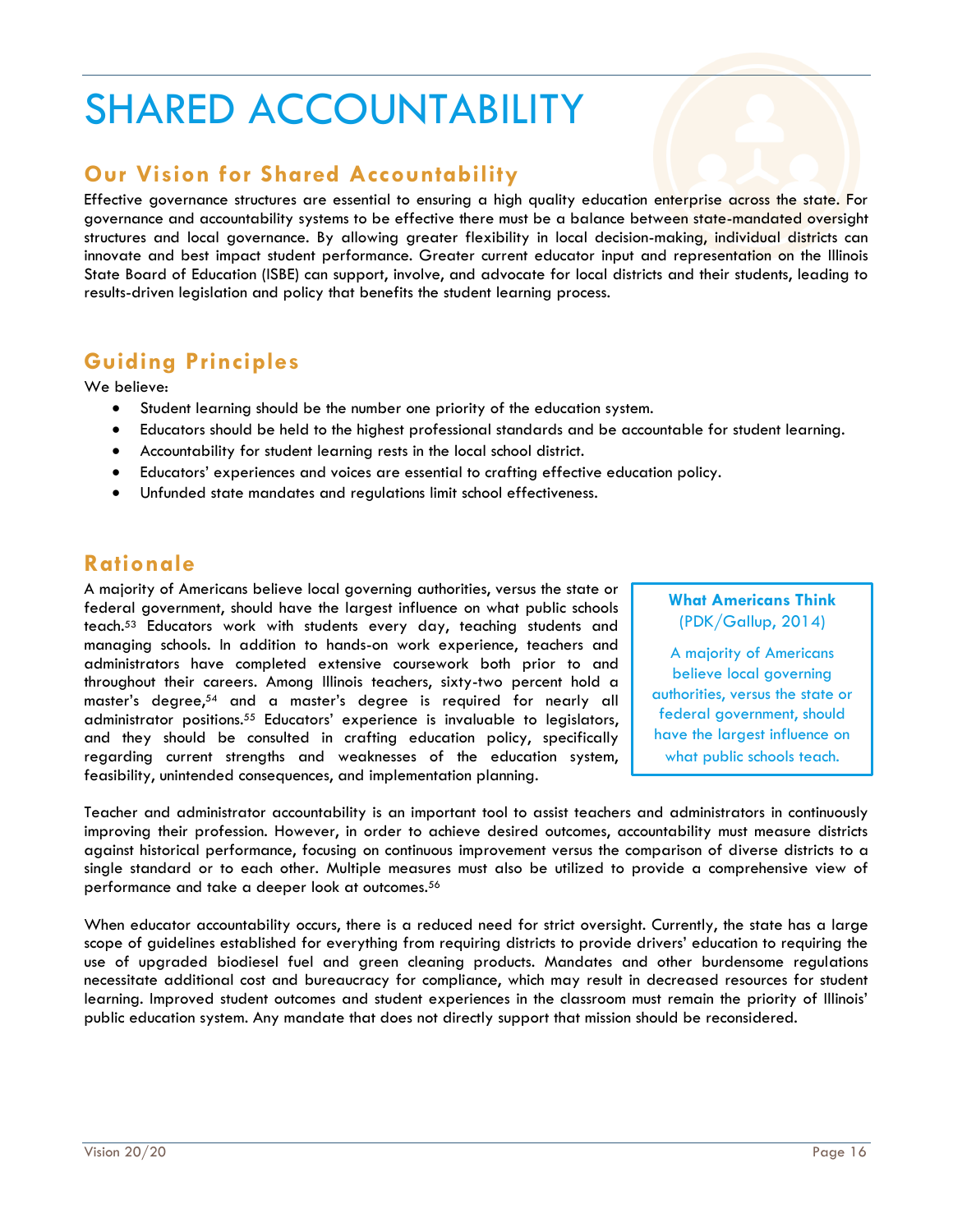# SHARED ACCOUNTABILITY

## Our Vision for Shared Accountability

Effective governance structures are essential to ensuring a high quality education enterprise across the state. For governance and accountability systems to be effective there must be a balance between state-mandated oversight structures and local governance. By allowing greater flexibility in local decision-making, individual districts can innovate and best impact student performance. Greater current educator input and representation on the Illinois State Board of Education (ISBE) can support, involve, and advocate for local districts and their students, leading to results-driven legislation and policy that benefits the student learning process.

## Guiding Principles

We believe:

- Student learning should be the number one priority of the education system.
- Educators should be held to the highest professional standards and be accountable for student learning.
- Accountability for student learning rests in the local school district.
- Educators' experiences and voices are essential to crafting effective education policy.
- Unfunded state mandates and regulations limit school effectiveness.

## Rationale

A majority of Americans believe local governing authorities, versus the state or federal government, should have the largest influence on what public schools teach.[53] Educators work with students every day, teaching students and managing schools. In addition to hands-on work experience, teachers and administrators have completed extensive coursework both prior to and throughout their careers. Among Illinois teachers, sixty-two percent hold a master's degree,[54] and a master's degree is required for nearly all administrator positions.[55] Educators' experience is invaluable to legislators, and they should be consulted in crafting education policy, specifically regarding current strengths and weaknesses of the education system, feasibility, unintended consequences, and implementation planning.

> **What Americans Think**
> (PDK/Gallup, 2014)
>
> A majority of Americans believe local governing authorities, versus the state or federal government, should have the largest influence on what public schools teach.

Teacher and administrator accountability is an important tool to assist teachers and administrators in continuously improving their profession. However, in order to achieve desired outcomes, accountability must measure districts against historical performance, focusing on continuous improvement versus the comparison of diverse districts to a single standard or to each other. Multiple measures must also be utilized to provide a comprehensive view of performance and take a deeper look at outcomes.[56]

When educator accountability occurs, there is a reduced need for strict oversight. Currently, the state has a large scope of guidelines established for everything from requiring districts to provide drivers' education to requiring the use of upgraded biodiesel fuel and green cleaning products. Mandates and other burdensome regulations necessitate additional cost and bureaucracy for compliance, which may result in decreased resources for student learning. Improved student outcomes and student experiences in the classroom must remain the priority of Illinois' public education system. Any mandate that does not directly support that mission should be reconsidered.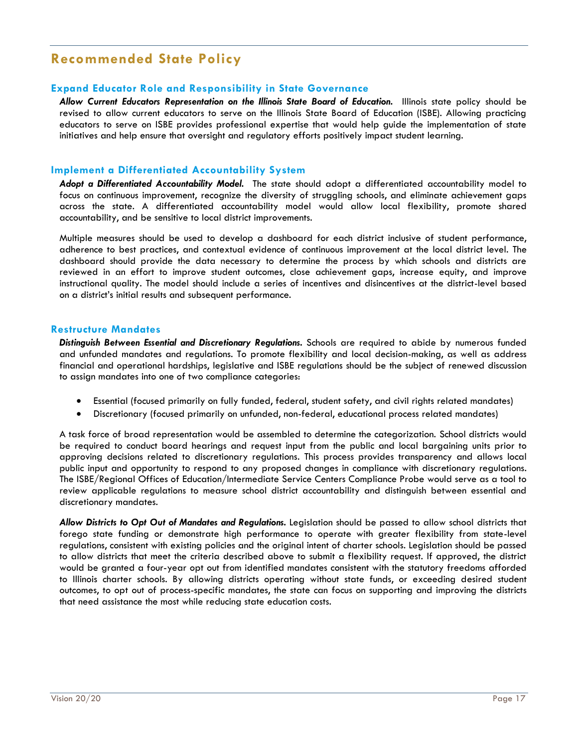## Recommended State Policy

### Expand Educator Role and Responsibility in State Governance

***Allow Current Educators Representation on the Illinois State Board of Education.*** Illinois state policy should be revised to allow current educators to serve on the Illinois State Board of Education (ISBE). Allowing practicing educators to serve on ISBE provides professional expertise that would help guide the implementation of state initiatives and help ensure that oversight and regulatory efforts positively impact student learning.

### Implement a Differentiated Accountability System

***Adopt a Differentiated Accountability Model.*** The state should adopt a differentiated accountability model to focus on continuous improvement, recognize the diversity of struggling schools, and eliminate achievement gaps across the state. A differentiated accountability model would allow local flexibility, promote shared accountability, and be sensitive to local district improvements.

Multiple measures should be used to develop a dashboard for each district inclusive of student performance, adherence to best practices, and contextual evidence of continuous improvement at the local district level. The dashboard should provide the data necessary to determine the process by which schools and districts are reviewed in an effort to improve student outcomes, close achievement gaps, increase equity, and improve instructional quality. The model should include a series of incentives and disincentives at the district-level based on a district's initial results and subsequent performance.

### Restructure Mandates

***Distinguish Between Essential and Discretionary Regulations.*** Schools are required to abide by numerous funded and unfunded mandates and regulations. To promote flexibility and local decision-making, as well as address financial and operational hardships, legislative and ISBE regulations should be the subject of renewed discussion to assign mandates into one of two compliance categories:

- Essential (focused primarily on fully funded, federal, student safety, and civil rights related mandates)
- Discretionary (focused primarily on unfunded, non-federal, educational process related mandates)

A task force of broad representation would be assembled to determine the categorization. School districts would be required to conduct board hearings and request input from the public and local bargaining units prior to approving decisions related to discretionary regulations. This process provides transparency and allows local public input and opportunity to respond to any proposed changes in compliance with discretionary regulations. The ISBE/Regional Offices of Education/Intermediate Service Centers Compliance Probe would serve as a tool to review applicable regulations to measure school district accountability and distinguish between essential and discretionary mandates.

***Allow Districts to Opt Out of Mandates and Regulations.*** Legislation should be passed to allow school districts that forego state funding or demonstrate high performance to operate with greater flexibility from state-level regulations, consistent with existing policies and the original intent of charter schools. Legislation should be passed to allow districts that meet the criteria described above to submit a flexibility request. If approved, the district would be granted a four-year opt out from identified mandates consistent with the statutory freedoms afforded to Illinois charter schools. By allowing districts operating without state funds, or exceeding desired student outcomes, to opt out of process-specific mandates, the state can focus on supporting and improving the districts that need assistance the most while reducing state education costs.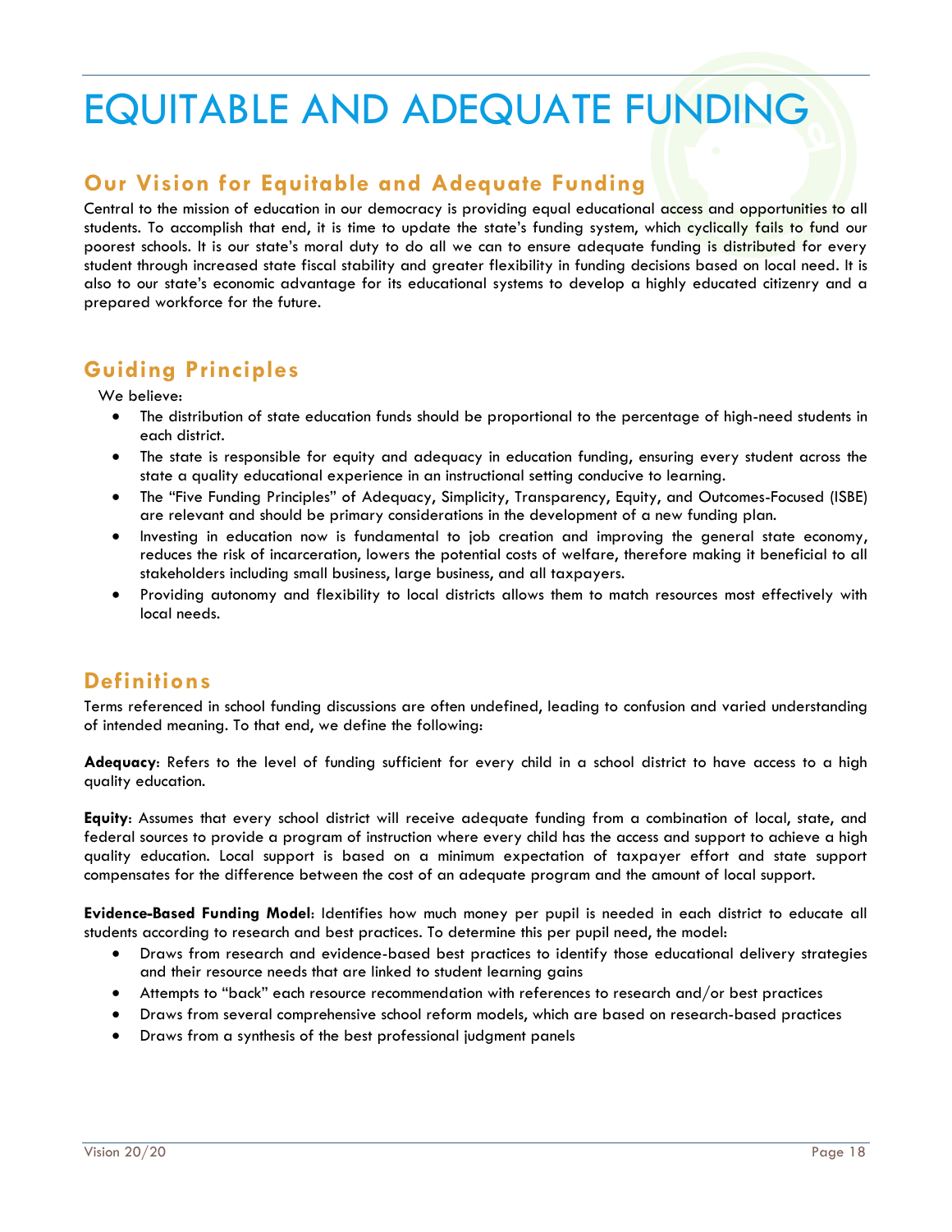# EQUITABLE AND ADEQUATE FUNDING

## Our Vision for Equitable and Adequate Funding

Central to the mission of education in our democracy is providing equal educational access and opportunities to all students. To accomplish that end, it is time to update the state's funding system, which cyclically fails to fund our poorest schools. It is our state's moral duty to do all we can to ensure adequate funding is distributed for every student through increased state fiscal stability and greater flexibility in funding decisions based on local need. It is also to our state's economic advantage for its educational systems to develop a highly educated citizenry and a prepared workforce for the future.

## Guiding Principles

We believe:

- The distribution of state education funds should be proportional to the percentage of high-need students in each district.
- The state is responsible for equity and adequacy in education funding, ensuring every student across the state a quality educational experience in an instructional setting conducive to learning.
- The "Five Funding Principles" of Adequacy, Simplicity, Transparency, Equity, and Outcomes-Focused (ISBE) are relevant and should be primary considerations in the development of a new funding plan.
- Investing in education now is fundamental to job creation and improving the general state economy, reduces the risk of incarceration, lowers the potential costs of welfare, therefore making it beneficial to all stakeholders including small business, large business, and all taxpayers.
- Providing autonomy and flexibility to local districts allows them to match resources most effectively with local needs.

## Definitions

Terms referenced in school funding discussions are often undefined, leading to confusion and varied understanding of intended meaning. To that end, we define the following:

**Adequacy**: Refers to the level of funding sufficient for every child in a school district to have access to a high quality education.

**Equity**: Assumes that every school district will receive adequate funding from a combination of local, state, and federal sources to provide a program of instruction where every child has the access and support to achieve a high quality education. Local support is based on a minimum expectation of taxpayer effort and state support compensates for the difference between the cost of an adequate program and the amount of local support.

**Evidence-Based Funding Model**: Identifies how much money per pupil is needed in each district to educate all students according to research and best practices. To determine this per pupil need, the model:

- Draws from research and evidence-based best practices to identify those educational delivery strategies and their resource needs that are linked to student learning gains
- Attempts to "back" each resource recommendation with references to research and/or best practices
- Draws from several comprehensive school reform models, which are based on research-based practices
- Draws from a synthesis of the best professional judgment panels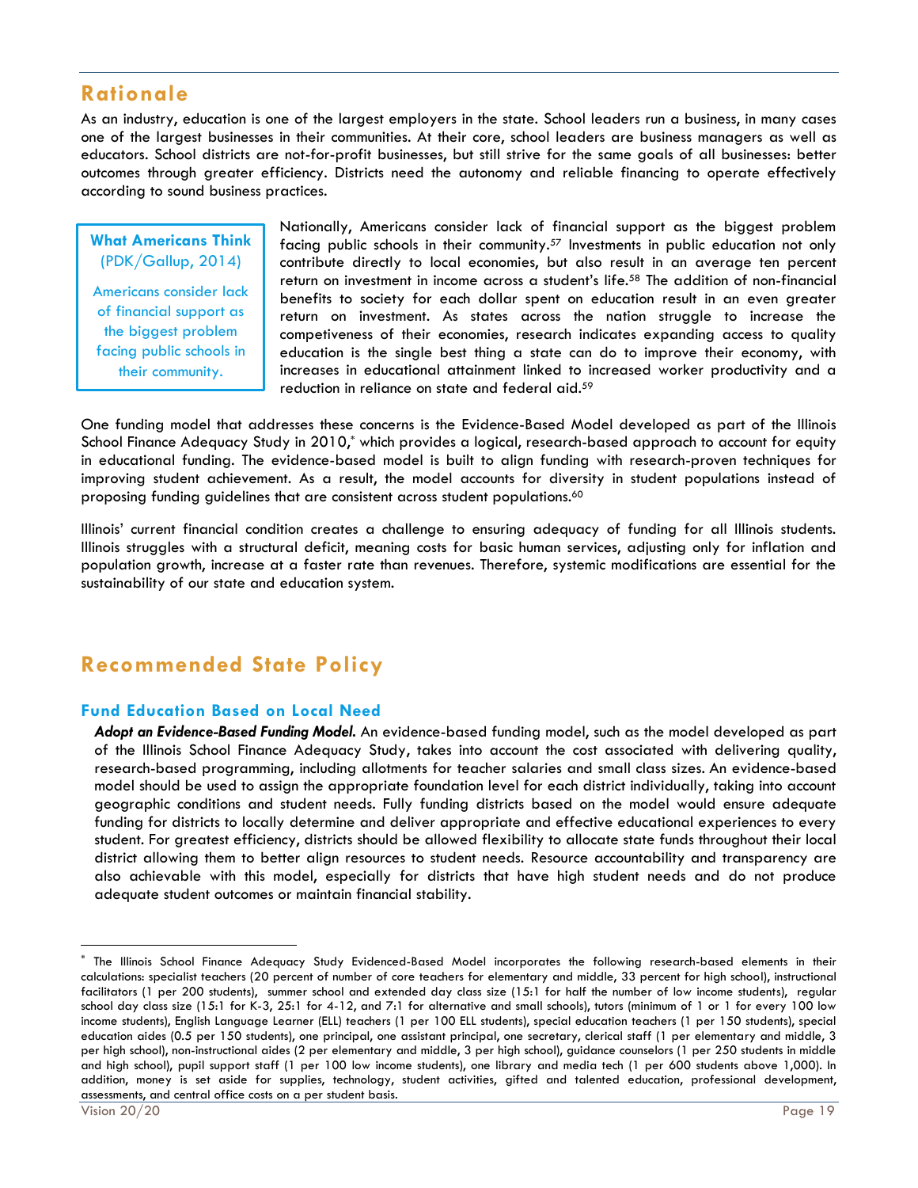## Rationale

As an industry, education is one of the largest employers in the state. School leaders run a business, in many cases one of the largest businesses in their communities. At their core, school leaders are business managers as well as educators. School districts are not-for-profit businesses, but still strive for the same goals of all businesses: better outcomes through greater efficiency. Districts need the autonomy and reliable financing to operate effectively according to sound business practices.

> **What Americans Think**
> (PDK/Gallup, 2014)
>
> Americans consider lack of financial support as the biggest problem facing public schools in their community.

Nationally, Americans consider lack of financial support as the biggest problem facing public schools in their community.[57] Investments in public education not only contribute directly to local economies, but also result in an average ten percent return on investment in income across a student's life.[58] The addition of non-financial benefits to society for each dollar spent on education result in an even greater return on investment. As states across the nation struggle to increase the competiveness of their economies, research indicates expanding access to quality education is the single best thing a state can do to improve their economy, with increases in educational attainment linked to increased worker productivity and a reduction in reliance on state and federal aid.[59]

One funding model that addresses these concerns is the Evidence-Based Model developed as part of the Illinois School Finance Adequacy Study in 2010,[*] which provides a logical, research-based approach to account for equity in educational funding. The evidence-based model is built to align funding with research-proven techniques for improving student achievement. As a result, the model accounts for diversity in student populations instead of proposing funding guidelines that are consistent across student populations.[60]

Illinois' current financial condition creates a challenge to ensuring adequacy of funding for all Illinois students. Illinois struggles with a structural deficit, meaning costs for basic human services, adjusting only for inflation and population growth, increase at a faster rate than revenues. Therefore, systemic modifications are essential for the sustainability of our state and education system.

## Recommended State Policy

### Fund Education Based on Local Need

***Adopt an Evidence-Based Funding Model.*** An evidence-based funding model, such as the model developed as part of the Illinois School Finance Adequacy Study, takes into account the cost associated with delivering quality, research-based programming, including allotments for teacher salaries and small class sizes. An evidence-based model should be used to assign the appropriate foundation level for each district individually, taking into account geographic conditions and student needs. Fully funding districts based on the model would ensure adequate funding for districts to locally determine and deliver appropriate and effective educational experiences to every student. For greatest efficiency, districts should be allowed flexibility to allocate state funds throughout their local district allowing them to better align resources to student needs. Resource accountability and transparency are also achievable with this model, especially for districts that have high student needs and do not produce adequate student outcomes or maintain financial stability.

---

[*] The Illinois School Finance Adequacy Study Evidenced-Based Model incorporates the following research-based elements in their calculations: specialist teachers (20 percent of number of core teachers for elementary and middle, 33 percent for high school), instructional facilitators (1 per 200 students), summer school and extended day class size (15:1 for half the number of low income students), regular school day class size (15:1 for K-3, 25:1 for 4-12, and 7:1 for alternative and small schools), tutors (minimum of 1 or 1 for every 100 low income students), English Language Learner (ELL) teachers (1 per 100 ELL students), special education teachers (1 per 150 students), special education aides (0.5 per 150 students), one principal, one assistant principal, one secretary, clerical staff (1 per elementary and middle, 3 per high school), non-instructional aides (2 per elementary and middle, 3 per high school), guidance counselors (1 per 250 students in middle and high school), pupil support staff (1 per 100 low income students), one library and media tech (1 per 600 students above 1,000). In addition, money is set aside for supplies, technology, student activities, gifted and talented education, professional development, assessments, and central office costs on a per student basis.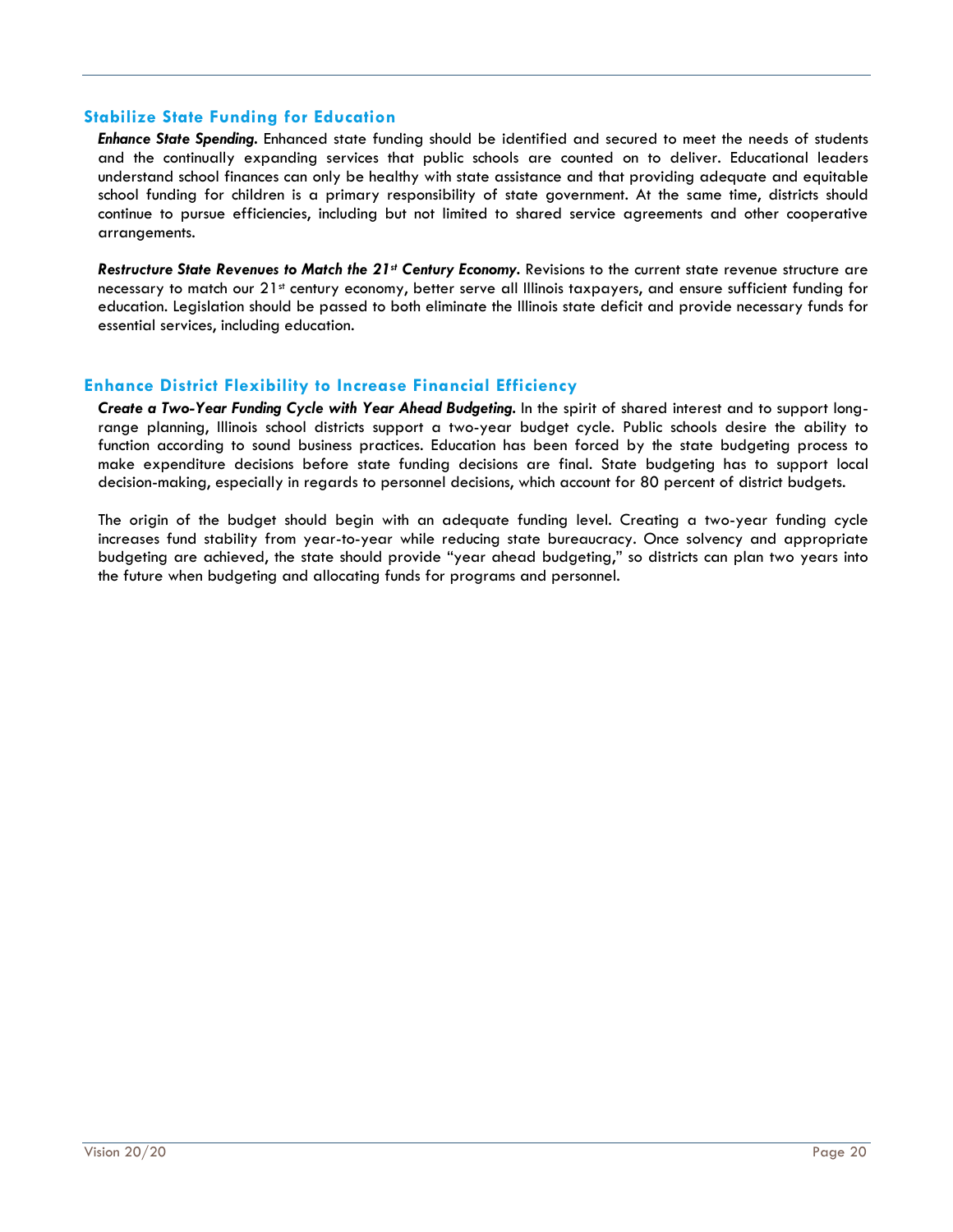## Stabilize State Funding for Education

***Enhance State Spending.*** Enhanced state funding should be identified and secured to meet the needs of students and the continually expanding services that public schools are counted on to deliver. Educational leaders understand school finances can only be healthy with state assistance and that providing adequate and equitable school funding for children is a primary responsibility of state government. At the same time, districts should continue to pursue efficiencies, including but not limited to shared service agreements and other cooperative arrangements.

***Restructure State Revenues to Match the 21st Century Economy.*** Revisions to the current state revenue structure are necessary to match our 21st century economy, better serve all Illinois taxpayers, and ensure sufficient funding for education. Legislation should be passed to both eliminate the Illinois state deficit and provide necessary funds for essential services, including education.

## Enhance District Flexibility to Increase Financial Efficiency

***Create a Two-Year Funding Cycle with Year Ahead Budgeting.*** In the spirit of shared interest and to support long-range planning, Illinois school districts support a two-year budget cycle. Public schools desire the ability to function according to sound business practices. Education has been forced by the state budgeting process to make expenditure decisions before state funding decisions are final. State budgeting has to support local decision-making, especially in regards to personnel decisions, which account for 80 percent of district budgets.

The origin of the budget should begin with an adequate funding level. Creating a two-year funding cycle increases fund stability from year-to-year while reducing state bureaucracy. Once solvency and appropriate budgeting are achieved, the state should provide "year ahead budgeting," so districts can plan two years into the future when budgeting and allocating funds for programs and personnel.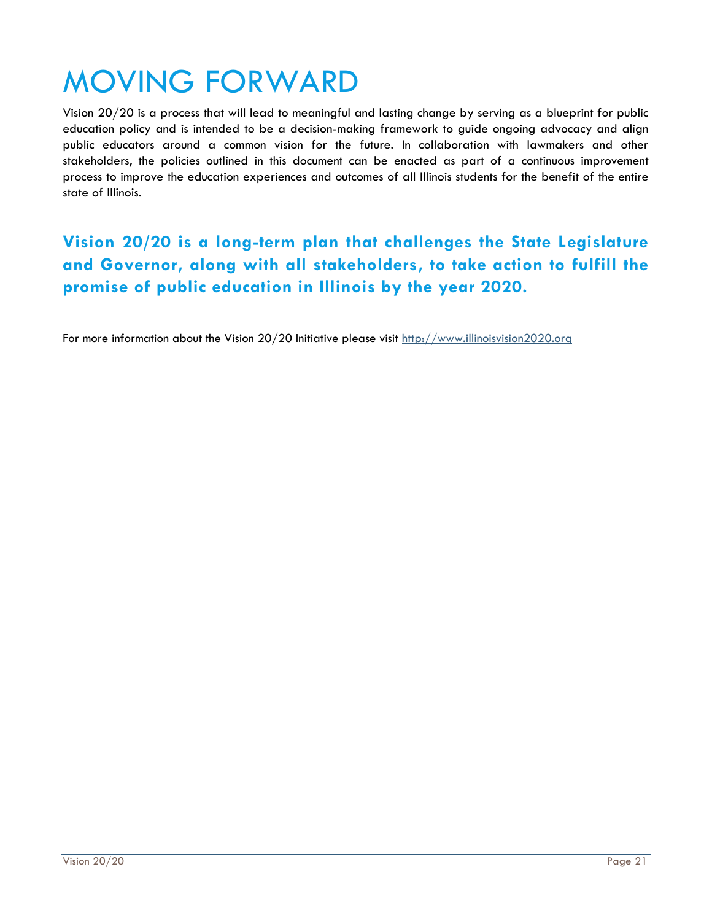# MOVING FORWARD

Vision 20/20 is a process that will lead to meaningful and lasting change by serving as a blueprint for public education policy and is intended to be a decision-making framework to guide ongoing advocacy and align public educators around a common vision for the future. In collaboration with lawmakers and other stakeholders, the policies outlined in this document can be enacted as part of a continuous improvement process to improve the education experiences and outcomes of all Illinois students for the benefit of the entire state of Illinois.

**Vision 20/20 is a long-term plan that challenges the State Legislature and Governor, along with all stakeholders, to take action to fulfill the promise of public education in Illinois by the year 2020.**

For more information about the Vision 20/20 Initiative please visit [http://www.illinoisvision2020.org](http://www.illinoisvision2020.org)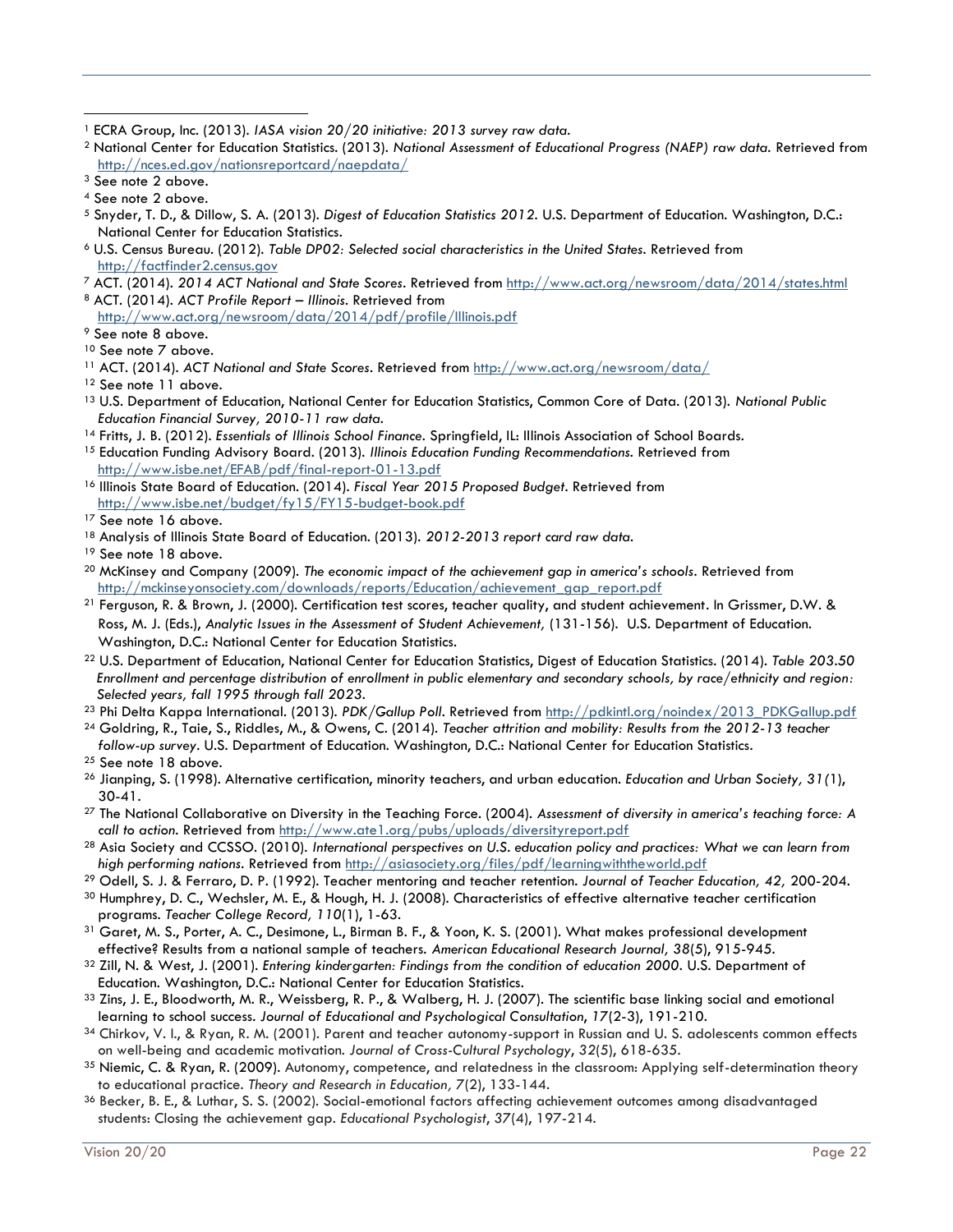[1] ECRA Group, Inc. (2013). *IASA vision 20/20 initiative: 2013 survey raw data.*

[2] National Center for Education Statistics. (2013). *National Assessment of Educational Progress (NAEP) raw data*. Retrieved from http://nces.ed.gov/nationsreportcard/naepdata/

[3] See note 2 above.

[4] See note 2 above.

[5] Snyder, T. D., & Dillow, S. A. (2013). *Digest of Education Statistics 2012*. U.S. Department of Education. Washington, D.C.: National Center for Education Statistics.

[6] U.S. Census Bureau. (2012). *Table DP02: Selected social characteristics in the United States*. Retrieved from http://factfinder2.census.gov

[7] ACT. (2014). *2014 ACT National and State Scores*. Retrieved from http://www.act.org/newsroom/data/2014/states.html

[8] ACT. (2014). *ACT Profile Report – Illinois*. Retrieved from http://www.act.org/newsroom/data/2014/pdf/profile/Illinois.pdf

[9] See note 8 above.

[10] See note 7 above.

[11] ACT. (2014). *ACT National and State Scores*. Retrieved from http://www.act.org/newsroom/data/

[12] See note 11 above.

[13] U.S. Department of Education, National Center for Education Statistics, Common Core of Data. (2013). *National Public Education Financial Survey, 2010-11 raw data.*

[14] Fritts, J. B. (2012). *Essentials of Illinois School Finance*. Springfield, IL: Illinois Association of School Boards.

[15] Education Funding Advisory Board. (2013). *Illinois Education Funding Recommendations*. Retrieved from http://www.isbe.net/EFAB/pdf/final-report-01-13.pdf

[16] Illinois State Board of Education. (2014). *Fiscal Year 2015 Proposed Budget*. Retrieved from http://www.isbe.net/budget/fy15/FY15-budget-book.pdf

[17] See note 16 above.

[18] Analysis of Illinois State Board of Education. (2013). *2012-2013 report card raw data.*

[19] See note 18 above.

[20] McKinsey and Company (2009). *The economic impact of the achievement gap in america's schools*. Retrieved from http://mckinseyonsociety.com/downloads/reports/Education/achievement_gap_report.pdf

[21] Ferguson, R. & Brown, J. (2000). Certification test scores, teacher quality, and student achievement. In Grissmer, D.W. & Ross, M. J. (Eds.), *Analytic Issues in the Assessment of Student Achievement,* (131-156). U.S. Department of Education. Washington, D.C.: National Center for Education Statistics.

[22] U.S. Department of Education, National Center for Education Statistics, Digest of Education Statistics. (2014). *Table 203.50 Enrollment and percentage distribution of enrollment in public elementary and secondary schools, by race/ethnicity and region: Selected years, fall 1995 through fall 2023.*

[23] Phi Delta Kappa International. (2013). *PDK/Gallup Poll*. Retrieved from http://pdkintl.org/noindex/2013_PDKGallup.pdf

[24] Goldring, R., Taie, S., Riddles, M., & Owens, C. (2014). *Teacher attrition and mobility: Results from the 2012-13 teacher follow-up survey*. U.S. Department of Education. Washington, D.C.: National Center for Education Statistics.

[25] See note 18 above.

[26] Jianping, S. (1998). Alternative certification, minority teachers, and urban education. *Education and Urban Society, 31(*1), 30-41.

[27] The National Collaborative on Diversity in the Teaching Force. (2004). *Assessment of diversity in america's teaching force: A call to action*. Retrieved from http://www.ate1.org/pubs/uploads/diversityreport.pdf

[28] Asia Society and CCSSO. (2010). *International perspectives on U.S. education policy and practices: What we can learn from high performing nations*. Retrieved from http://asiasociety.org/files/pdf/learningwiththeworld.pdf

[29] Odell, S. J. & Ferraro, D. P. (1992). Teacher mentoring and teacher retention. *Journal of Teacher Education, 42,* 200-204.

[30] Humphrey, D. C., Wechsler, M. E., & Hough, H. J. (2008). Characteristics of effective alternative teacher certification programs. *Teacher College Record, 110*(1), 1-63.

[31] Garet, M. S., Porter, A. C., Desimone, L., Birman B. F., & Yoon, K. S. (2001). What makes professional development effective? Results from a national sample of teachers. *American Educational Research Journal, 38*(5), 915-945.

[32] Zill, N. & West, J. (2001). *Entering kindergarten: Findings from the condition of education 2000*. U.S. Department of Education. Washington, D.C.: National Center for Education Statistics.

[33] Zins, J. E., Bloodworth, M. R., Weissberg, R. P., & Walberg, H. J. (2007). The scientific base linking social and emotional learning to school success. *Journal of Educational and Psychological Consultation*, *17*(2-3), 191-210.

[34] Chirkov, V. I., & Ryan, R. M. (2001). Parent and teacher autonomy-support in Russian and U. S. adolescents common effects on well-being and academic motivation. *Journal of Cross-Cultural Psychology*, *32*(5), 618-635.

[35] Niemic, C. & Ryan, R. (2009). Autonomy, competence, and relatedness in the classroom: Applying self-determination theory to educational practice. *Theory and Research in Education*, *7*(2), 133-144.

[36] Becker, B. E., & Luthar, S. S. (2002). Social-emotional factors affecting achievement outcomes among disadvantaged students: Closing the achievement gap. *Educational Psychologist*, *37*(4), 197-214.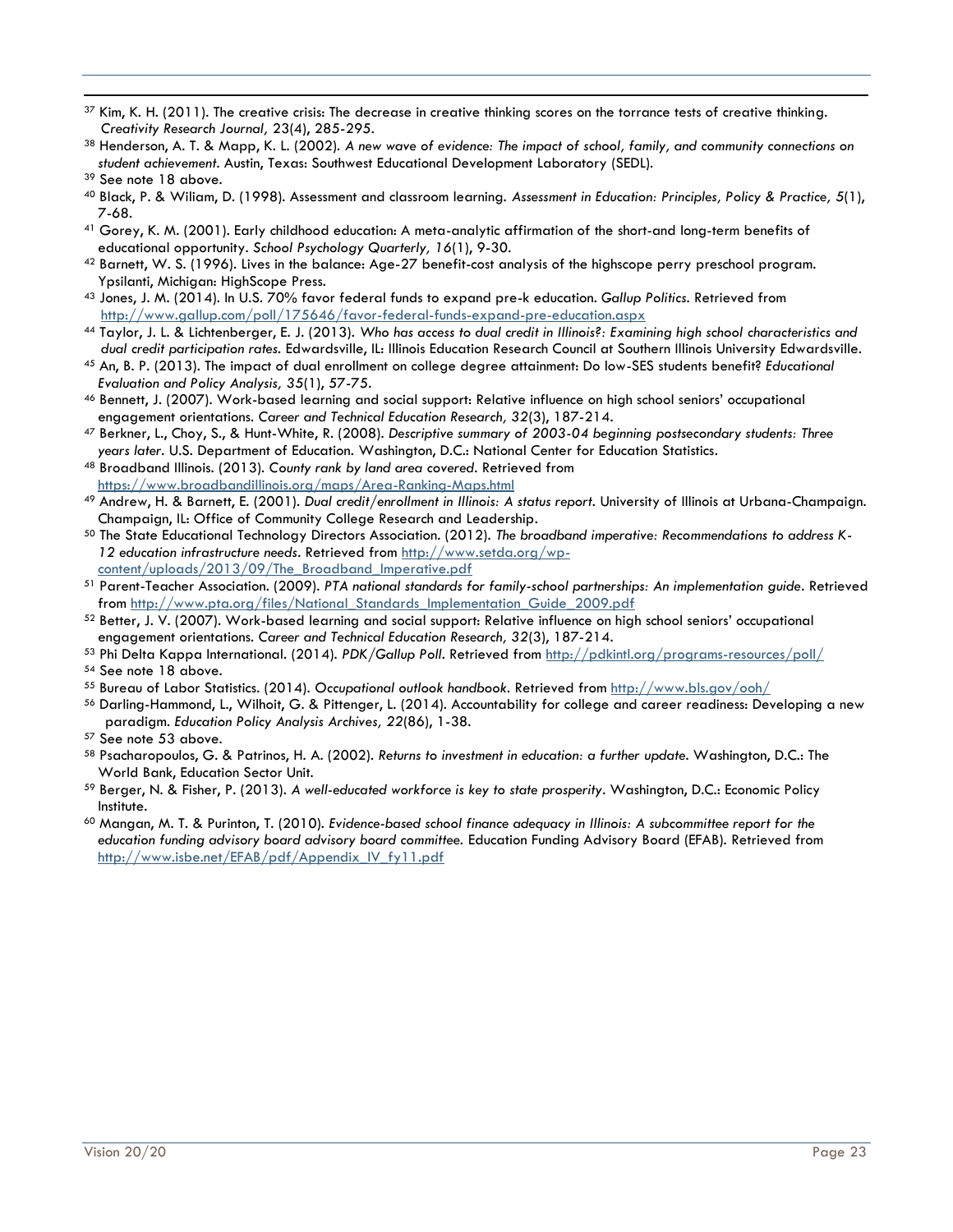[37] Kim, K. H. (2011). The creative crisis: The decrease in creative thinking scores on the torrance tests of creative thinking. *Creativity Research Journal, 23*(4), 285-295.

[38] Henderson, A. T. & Mapp, K. L. (2002). *A new wave of evidence: The impact of school, family, and community connections on student achievement*. Austin, Texas: Southwest Educational Development Laboratory (SEDL).

[39] See note 18 above.

[40] Black, P. & Wiliam, D. (1998). Assessment and classroom learning. *Assessment in Education: Principles, Policy & Practice, 5*(1), 7-68.

[41] Gorey, K. M. (2001). Early childhood education: A meta-analytic affirmation of the short-and long-term benefits of educational opportunity. *School Psychology Quarterly, 16*(1), 9-30.

[42] Barnett, W. S. (1996). Lives in the balance: Age-27 benefit-cost analysis of the highscope perry preschool program. Ypsilanti, Michigan: HighScope Press.

[43] Jones, J. M. (2014). In U.S. 70% favor federal funds to expand pre-k education. *Gallup Politics*. Retrieved from http://www.gallup.com/poll/175646/favor-federal-funds-expand-pre-education.aspx

[44] Taylor, J. L. & Lichtenberger, E. J. (2013). *Who has access to dual credit in Illinois?: Examining high school characteristics and dual credit participation rates*. Edwardsville, IL: Illinois Education Research Council at Southern Illinois University Edwardsville.

[45] An, B. P. (2013). The impact of dual enrollment on college degree attainment: Do low-SES students benefit? *Educational Evaluation and Policy Analysis, 35*(1), 57-75.

[46] Bennett, J. (2007). Work-based learning and social support: Relative influence on high school seniors' occupational engagement orientations. *Career and Technical Education Research, 32*(3), 187-214.

[47] Berkner, L., Choy, S., & Hunt-White, R. (2008). *Descriptive summary of 2003-04 beginning postsecondary students: Three years later*. U.S. Department of Education. Washington, D.C.: National Center for Education Statistics.

[48] Broadband Illinois. (2013). *County rank by land area covered*. Retrieved from https://www.broadbandillinois.org/maps/Area-Ranking-Maps.html

[49] Andrew, H. & Barnett, E. (2001). *Dual credit/enrollment in Illinois: A status report*. University of Illinois at Urbana-Champaign. Champaign, IL: Office of Community College Research and Leadership.

[50] The State Educational Technology Directors Association. (2012). *The broadband imperative: Recommendations to address K-12 education infrastructure needs*. Retrieved from http://www.setda.org/wp-content/uploads/2013/09/The_Broadband_Imperative.pdf

[51] Parent-Teacher Association. (2009). *PTA national standards for family-school partnerships: An implementation guide*. Retrieved from http://www.pta.org/files/National_Standards_Implementation_Guide_2009.pdf

[52] Better, J. V. (2007). Work-based learning and social support: Relative influence on high school seniors' occupational engagement orientations. *Career and Technical Education Research, 32*(3), 187-214.

[53] Phi Delta Kappa International. (2014). *PDK/Gallup Poll*. Retrieved from http://pdkintl.org/programs-resources/poll/

[54] See note 18 above.

[55] Bureau of Labor Statistics. (2014). *Occupational outlook handbook*. Retrieved from http://www.bls.gov/ooh/

[56] Darling-Hammond, L., Wilhoit, G. & Pittenger, L. (2014). Accountability for college and career readiness: Developing a new paradigm. *Education Policy Analysis Archives, 22*(86), 1-38.

[57] See note 53 above.

[58] Psacharopoulos, G. & Patrinos, H. A. (2002). *Returns to investment in education: a further update*. Washington, D.C.: The World Bank, Education Sector Unit.

[59] Berger, N. & Fisher, P. (2013). *A well-educated workforce is key to state prosperity*. Washington, D.C.: Economic Policy Institute.

[60] Mangan, M. T. & Purinton, T. (2010). *Evidence-based school finance adequacy in Illinois: A subcommittee report for the education funding advisory board advisory board committee*. Education Funding Advisory Board (EFAB). Retrieved from http://www.isbe.net/EFAB/pdf/Appendix_IV_fy11.pdf